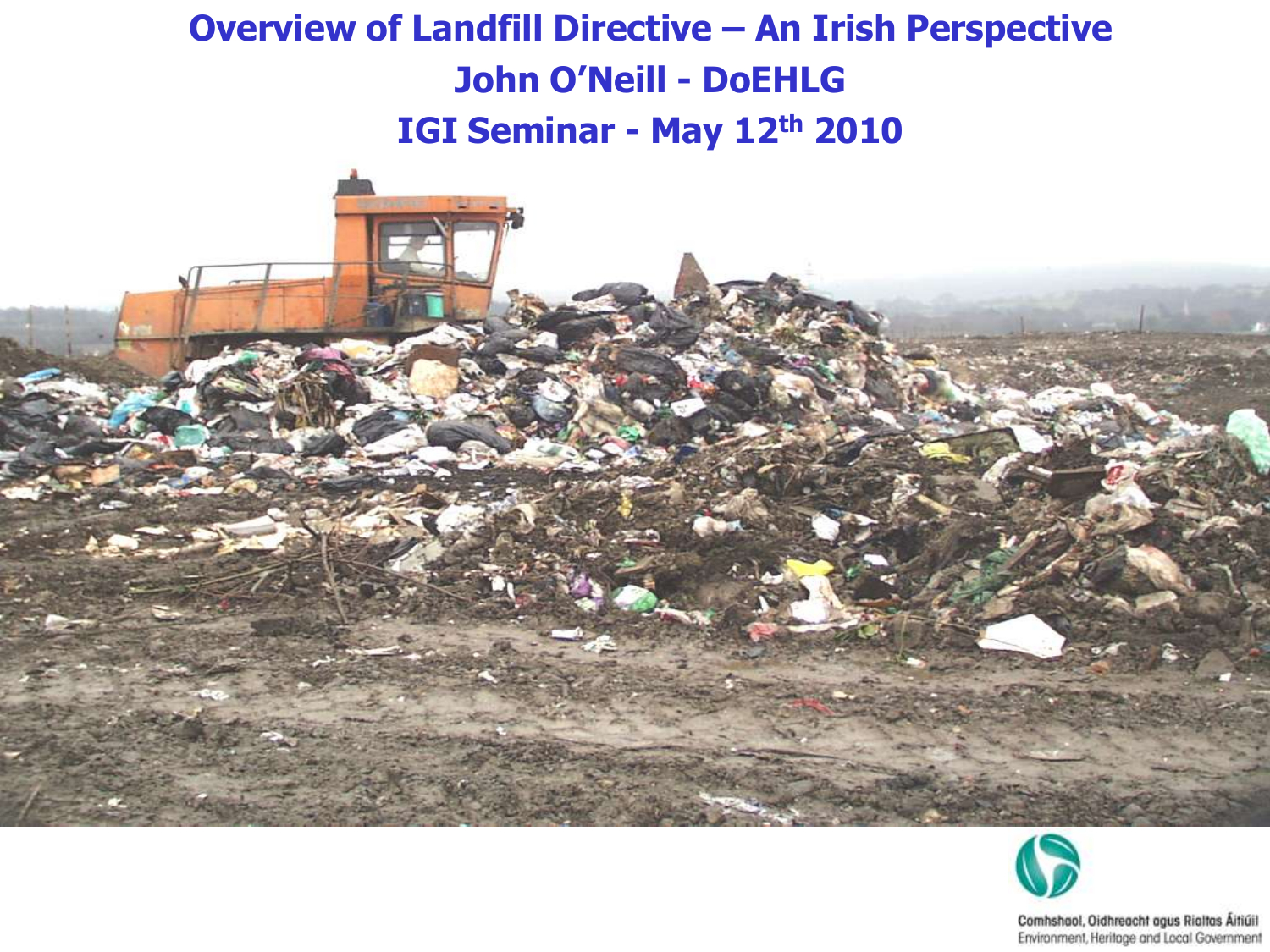# Overview of Landfill Directive – An Irish Perspective

## John O'Neill - DoEHLG

## IGI Seminar - May 12th 2010

Comhshaol, Oidhreacht agus Rialtas Áitiúil
Environment, Heritage and Local Government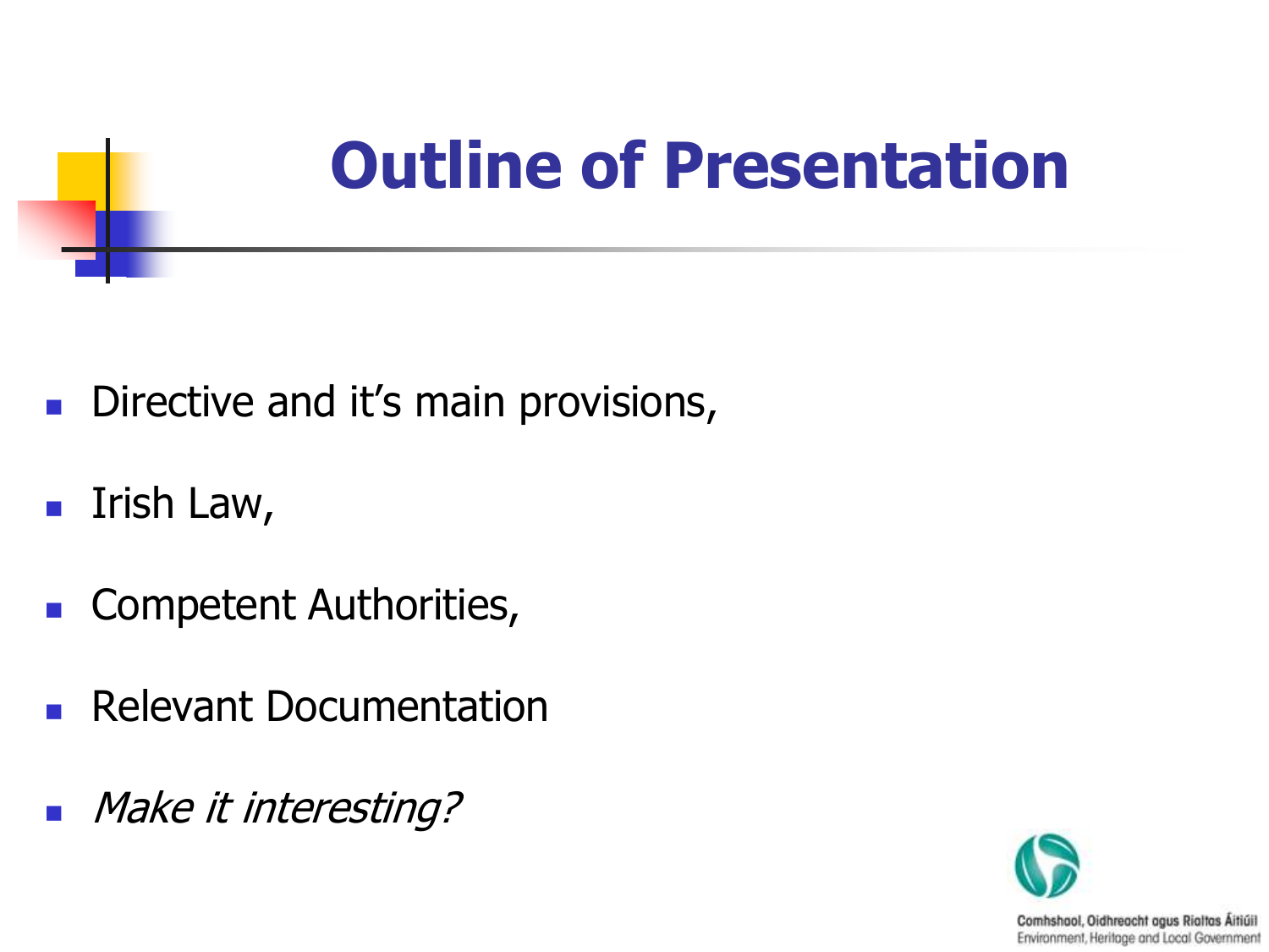# Outline of Presentation

- Directive and it's main provisions,
- Irish Law,
- Competent Authorities,
- Relevant Documentation
- *Make it interesting?*

Comhshaol, Oidhreacht agus Rialtas Áitiúil
Environment, Heritage and Local Government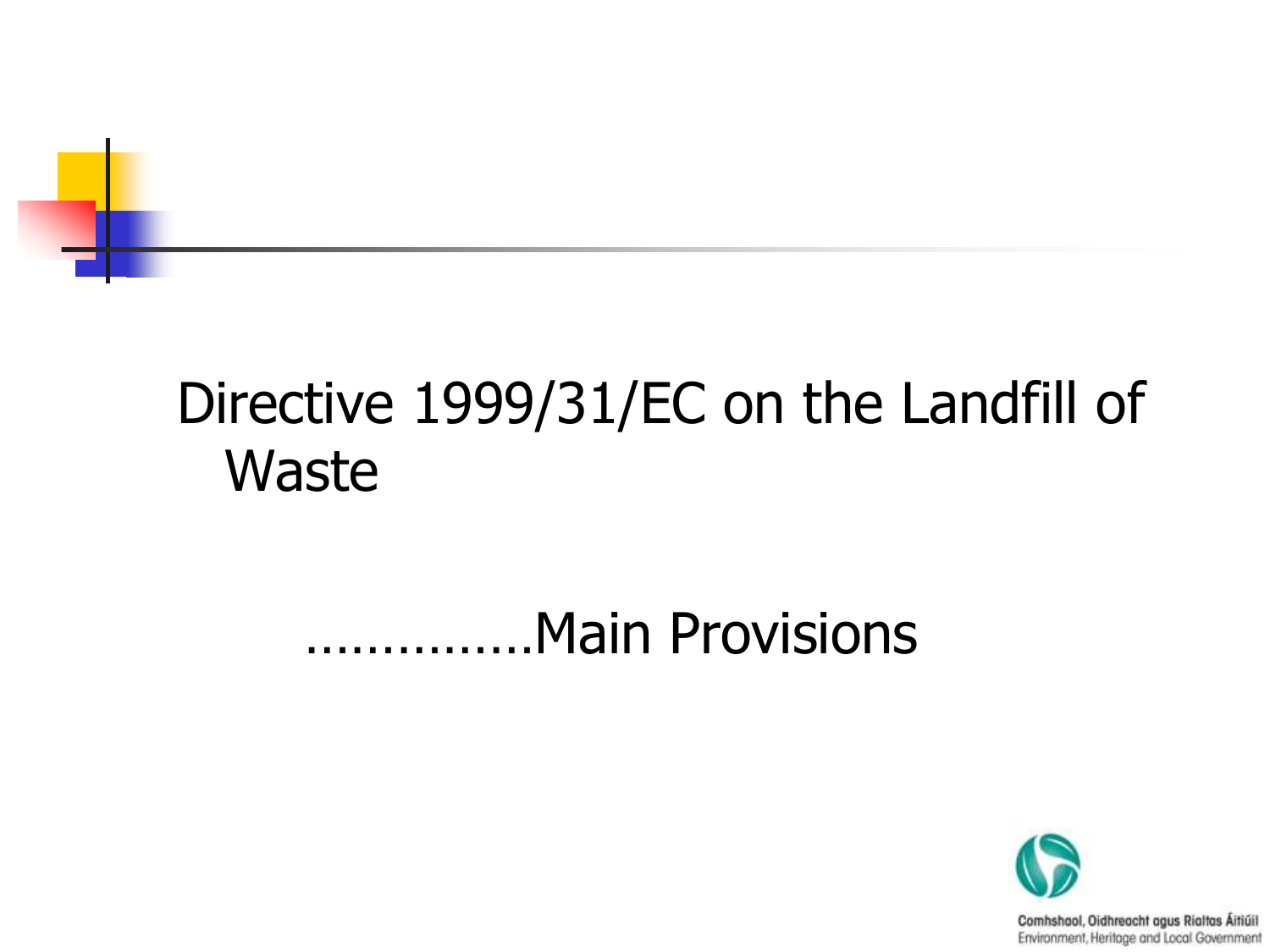# Directive 1999/31/EC on the Landfill of Waste

…………..Main Provisions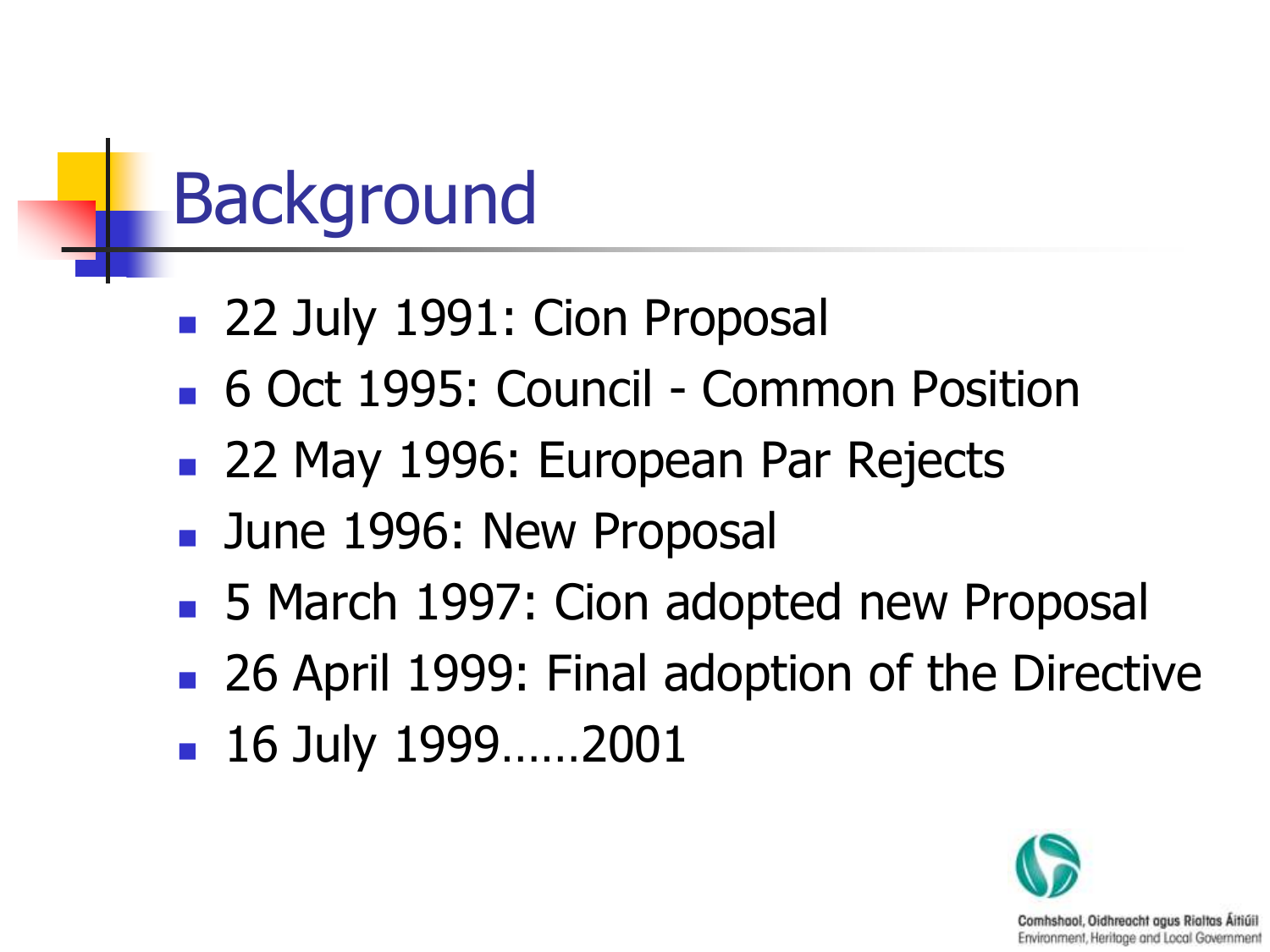# Background

- 22 July 1991: Cion Proposal
- 6 Oct 1995: Council - Common Position
- 22 May 1996: European Par Rejects
- June 1996: New Proposal
- 5 March 1997: Cion adopted new Proposal
- 26 April 1999: Final adoption of the Directive
- 16 July 1999……2001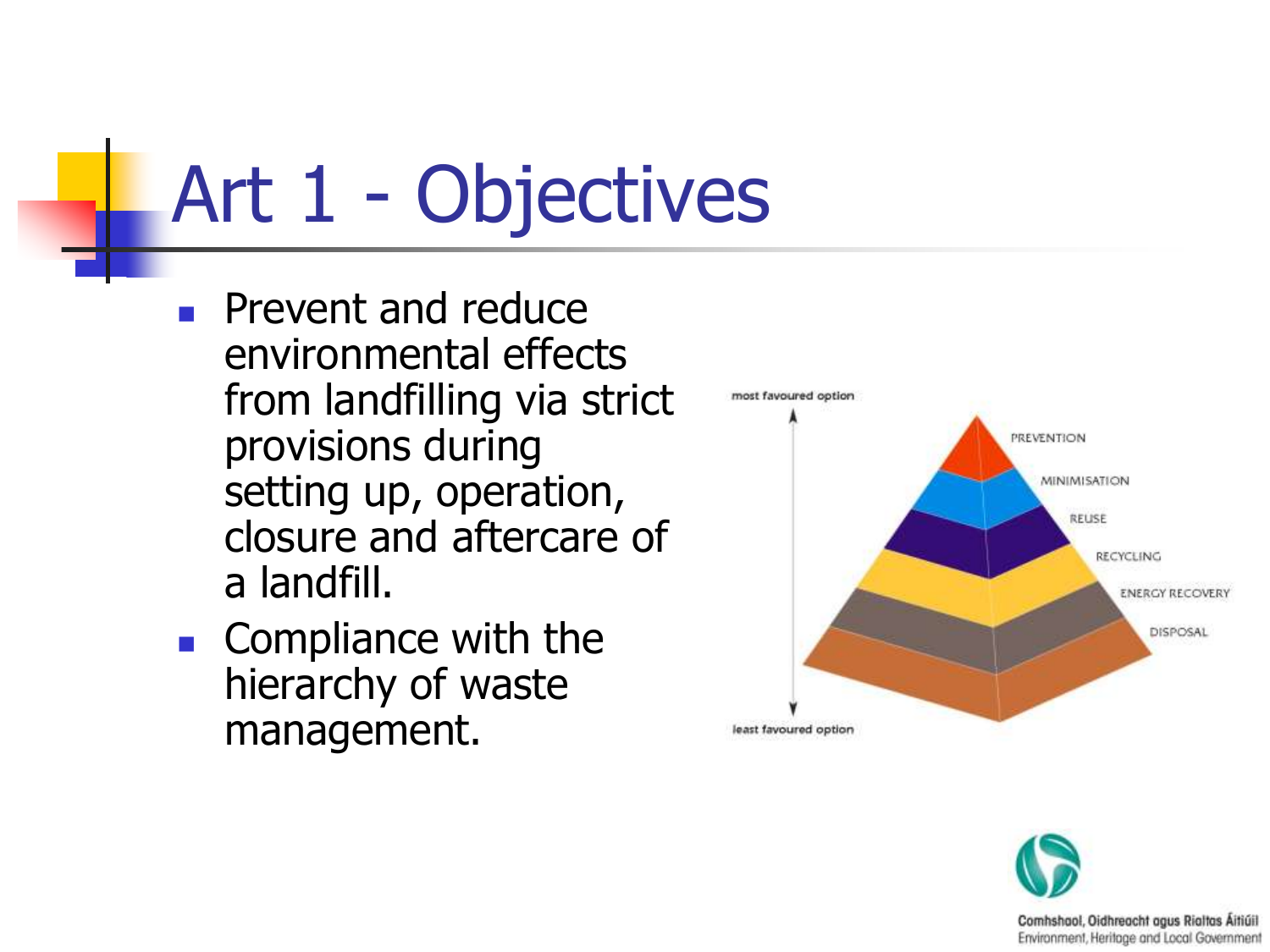# Art 1 - Objectives

- Prevent and reduce environmental effects from landfilling via strict provisions during setting up, operation, closure and aftercare of a landfill.
- Compliance with the hierarchy of waste management.

most favoured option

PREVENTION

MINIMISATION

REUSE

RECYCLING

ENERGY RECOVERY

DISPOSAL

least favoured option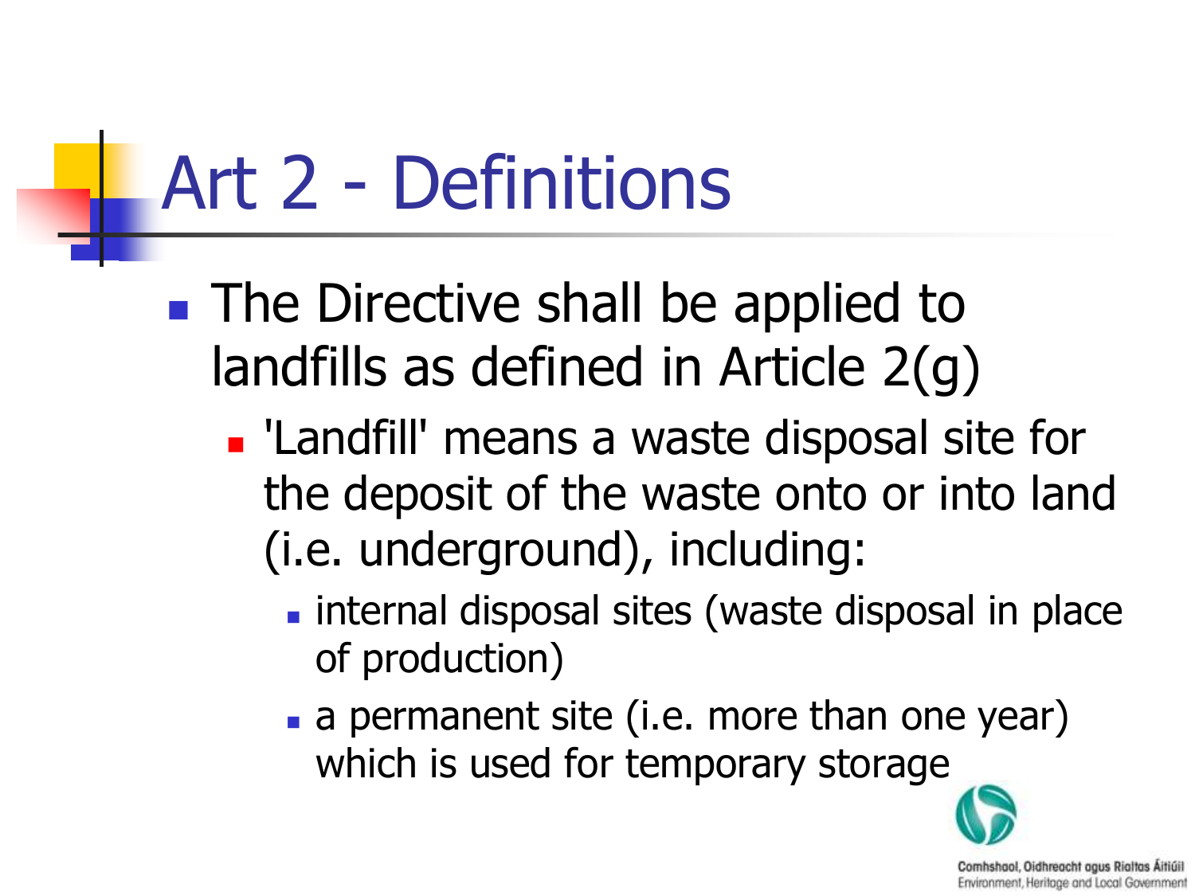# Art 2 - Definitions

- The Directive shall be applied to landfills as defined in Article 2(g)
  - 'Landfill' means a waste disposal site for the deposit of the waste onto or into land (i.e. underground), including:
    - internal disposal sites (waste disposal in place of production)
    - a permanent site (i.e. more than one year) which is used for temporary storage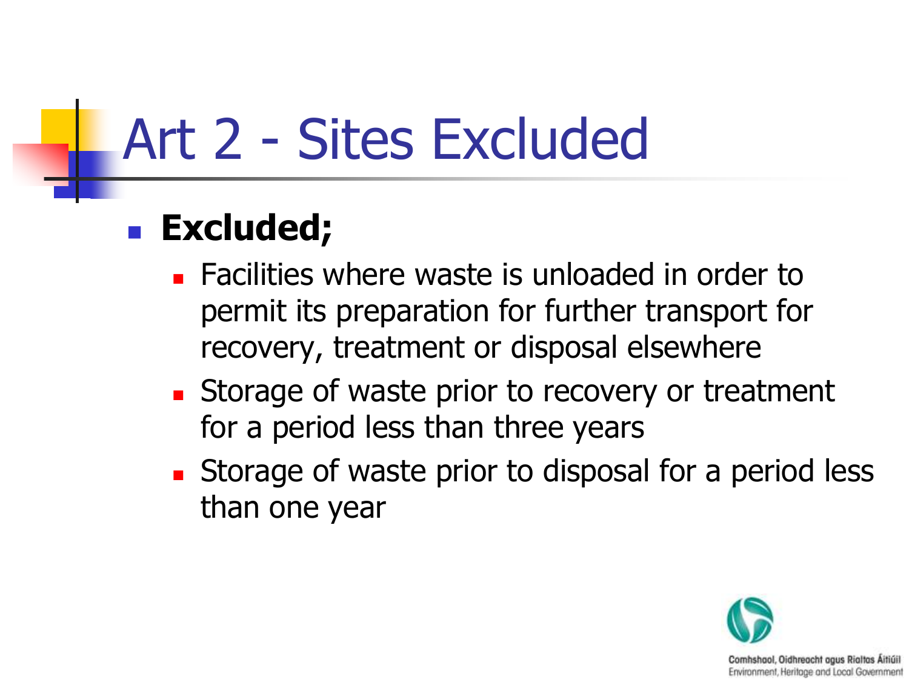# Art 2 - Sites Excluded

- **Excluded;**
  - Facilities where waste is unloaded in order to permit its preparation for further transport for recovery, treatment or disposal elsewhere
  - Storage of waste prior to recovery or treatment for a period less than three years
  - Storage of waste prior to disposal for a period less than one year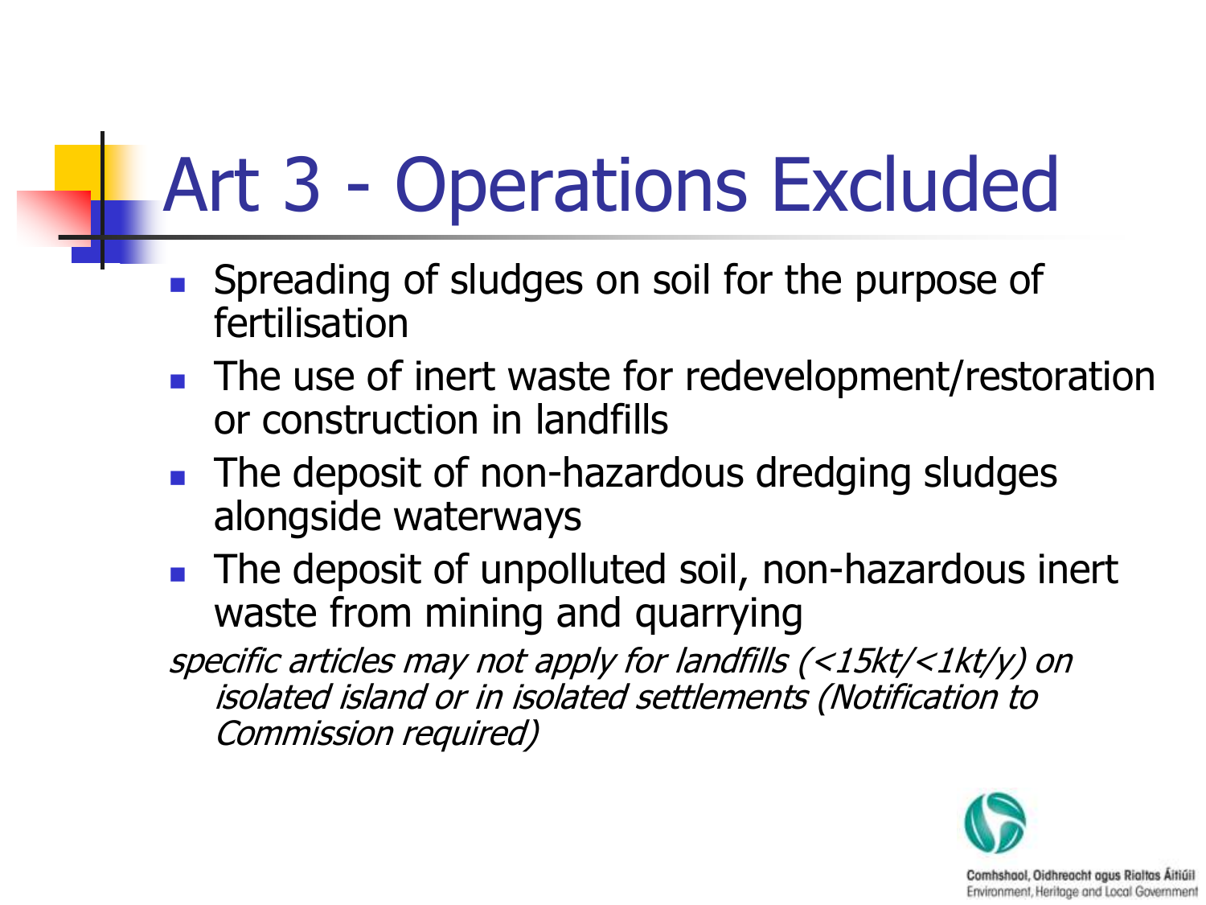# Art 3 - Operations Excluded

- Spreading of sludges on soil for the purpose of fertilisation
- The use of inert waste for redevelopment/restoration or construction in landfills
- The deposit of non-hazardous dredging sludges alongside waterways
- The deposit of unpolluted soil, non-hazardous inert waste from mining and quarrying

*specific articles may not apply for landfills (<15kt/<1kt/y) on isolated island or in isolated settlements (Notification to Commission required)*

Comhshaol, Oidhreacht agus Rialtas Áitiúil
Environment, Heritage and Local Government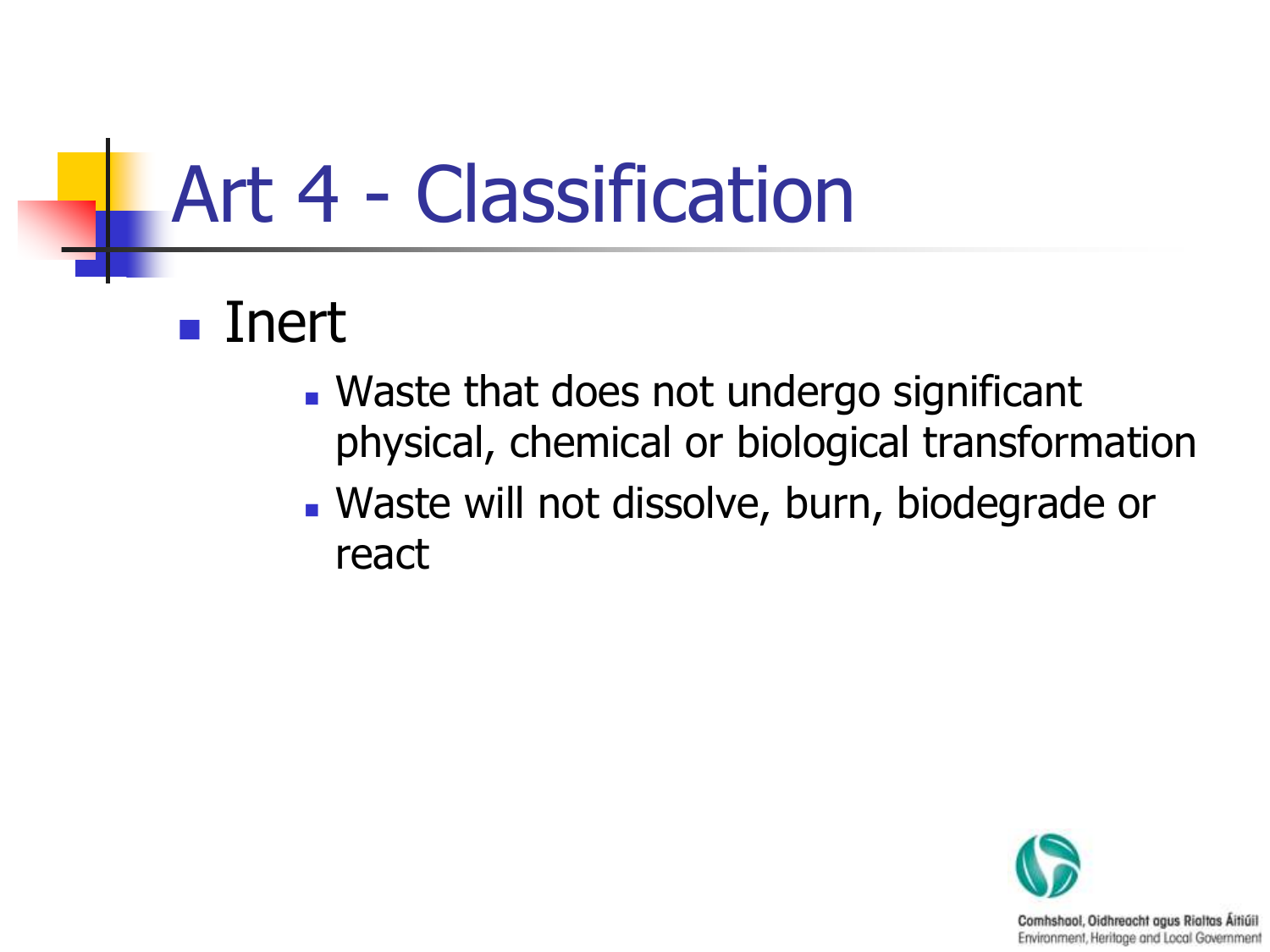# Art 4 - Classification

- Inert
  - Waste that does not undergo significant physical, chemical or biological transformation
  - Waste will not dissolve, burn, biodegrade or react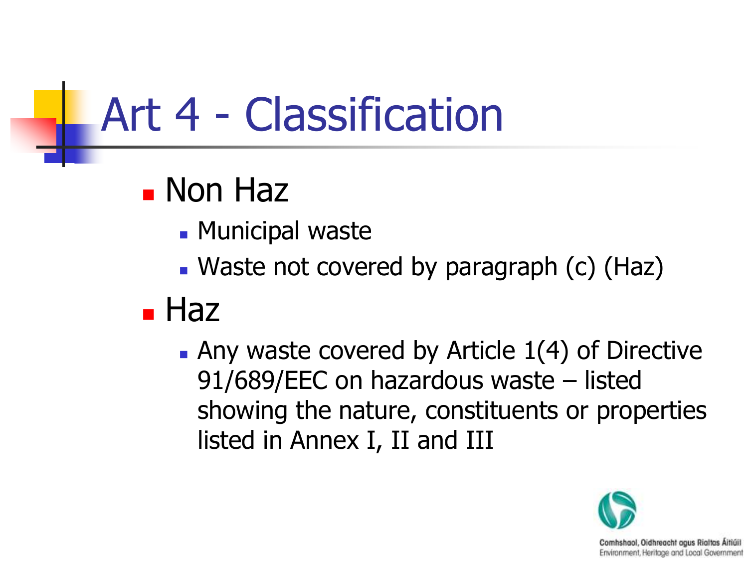# Art 4 - Classification

- Non Haz
  - Municipal waste
  - Waste not covered by paragraph (c) (Haz)
- Haz
  - Any waste covered by Article 1(4) of Directive 91/689/EEC on hazardous waste – listed showing the nature, constituents or properties listed in Annex I, II and III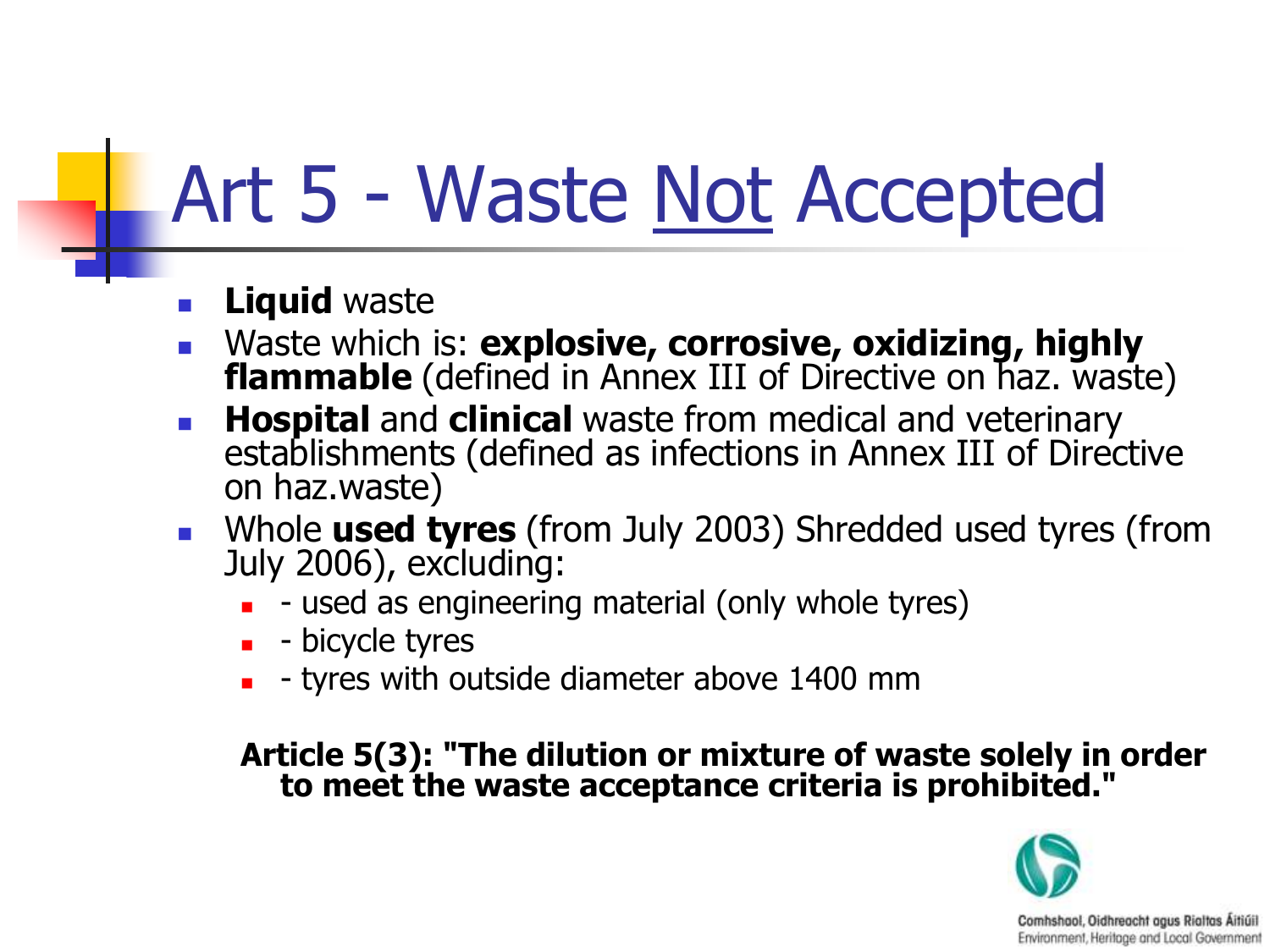# Art 5 - Waste <u>Not</u> Accepted

- **Liquid** waste
- Waste which is: **explosive, corrosive, oxidizing, highly flammable** (defined in Annex III of Directive on haz. waste)
- **Hospital** and **clinical** waste from medical and veterinary establishments (defined as infections in Annex III of Directive on haz.waste)
- Whole **used tyres** (from July 2003) Shredded used tyres (from July 2006), excluding:
  - - used as engineering material (only whole tyres)
  - - bicycle tyres
  - - tyres with outside diameter above 1400 mm

**Article 5(3): "The dilution or mixture of waste solely in order to meet the waste acceptance criteria is prohibited."**

Comhshaol, Oidhreacht agus Rialtas Áitiúil
Environment, Heritage and Local Government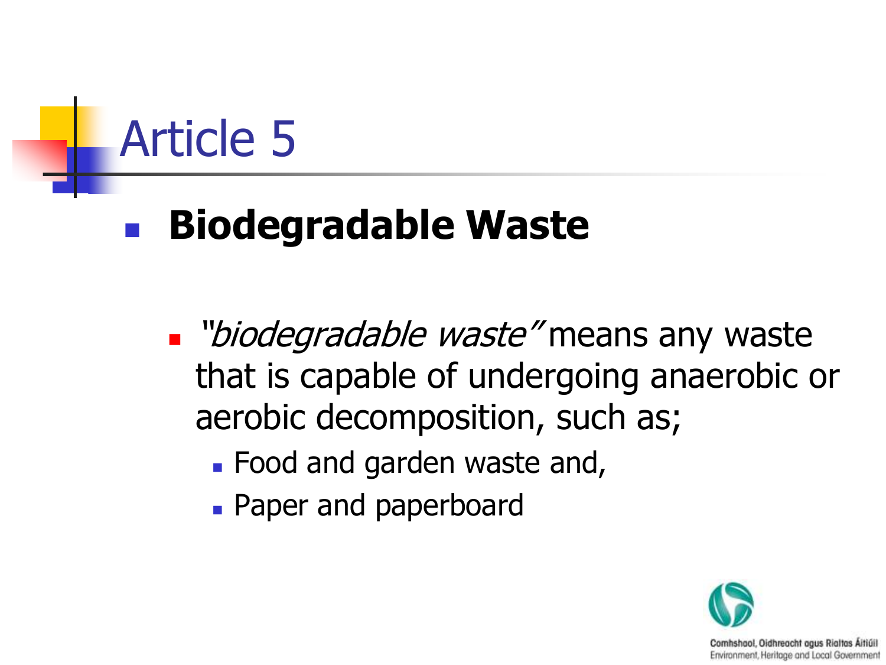# Article 5

- **Biodegradable Waste**
  - *"biodegradable waste"* means any waste that is capable of undergoing anaerobic or aerobic decomposition, such as;
    - Food and garden waste and,
    - Paper and paperboard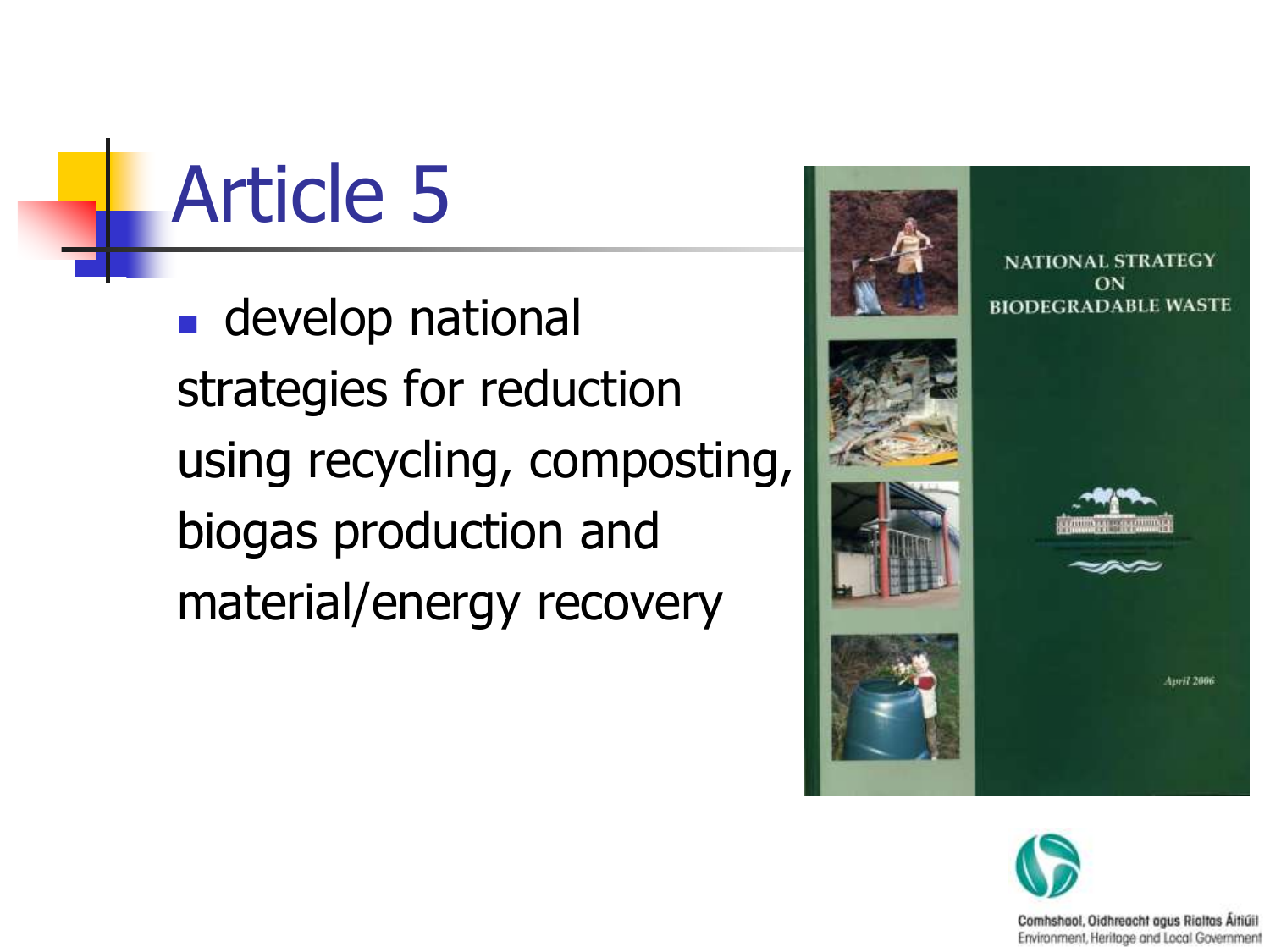# Article 5

- develop national strategies for reduction using recycling, composting, biogas production and material/energy recovery

NATIONAL STRATEGY ON BIODEGRADABLE WASTE

April 2006

Comhshaol, Oidhreacht agus Rialtas Áitiúil
Environment, Heritage and Local Government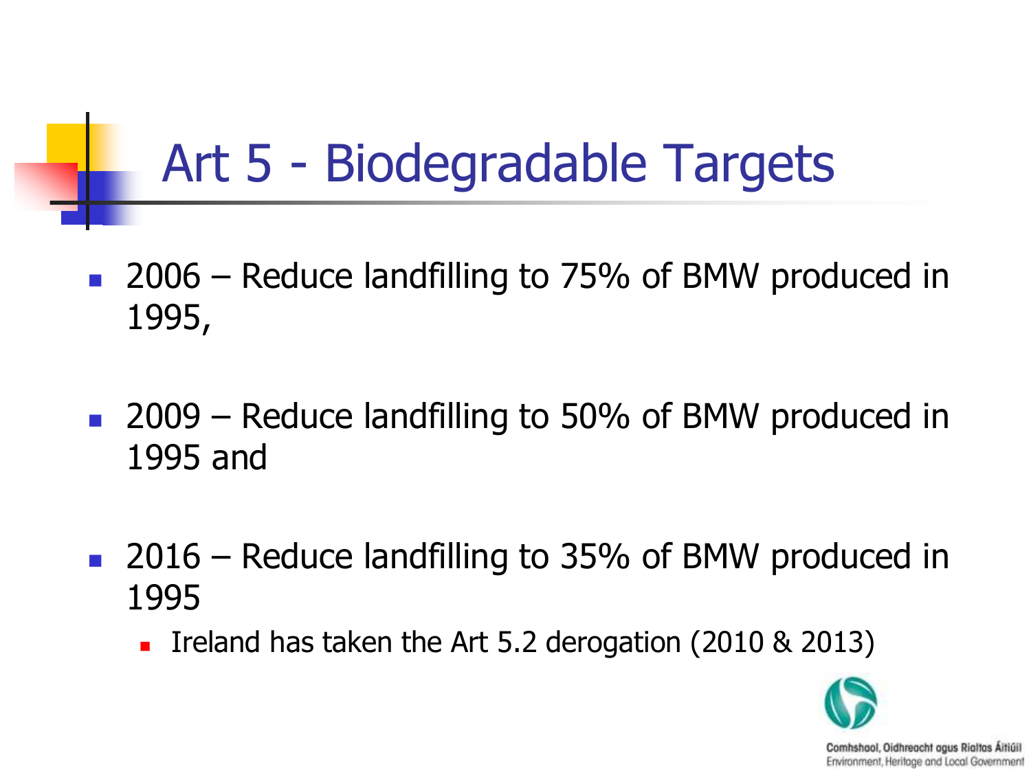# Art 5 - Biodegradable Targets

- 2006 – Reduce landfilling to 75% of BMW produced in 1995,
- 2009 – Reduce landfilling to 50% of BMW produced in 1995 and
- 2016 – Reduce landfilling to 35% of BMW produced in 1995
  - Ireland has taken the Art 5.2 derogation (2010 & 2013)

Comhshaol, Oidhreacht agus Rialtas Áitiúil
Environment, Heritage and Local Government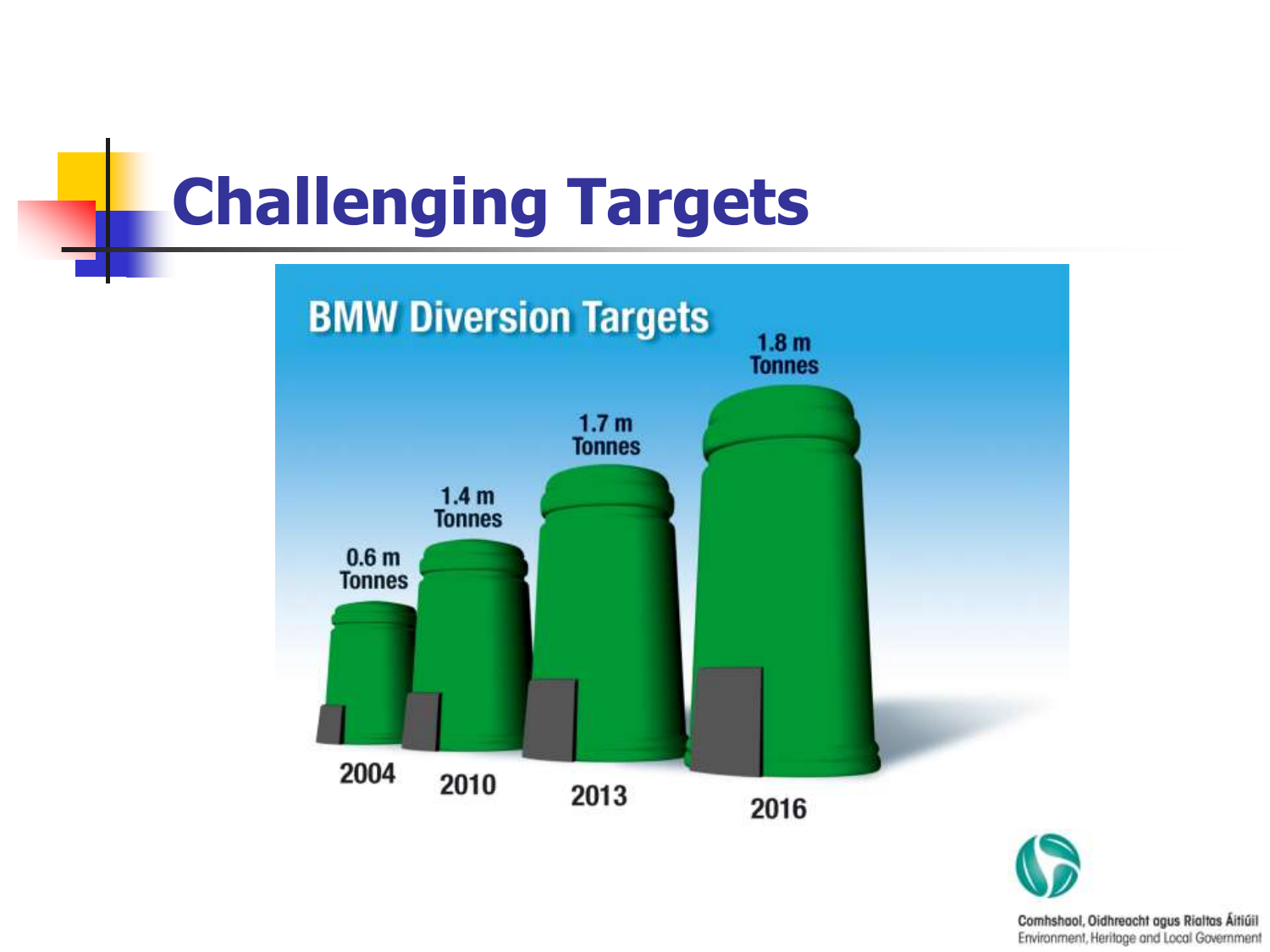# Challenging Targets

## BMW Diversion Targets

| Year | Target |
|---|---|
| 2004 | 0.6 m Tonnes |
| 2010 | 1.4 m Tonnes |
| 2013 | 1.7 m Tonnes |
| 2016 | 1.8 m Tonnes |

Comhshaol, Oidhreacht agus Rialtas Áitiúil
Environment, Heritage and Local Government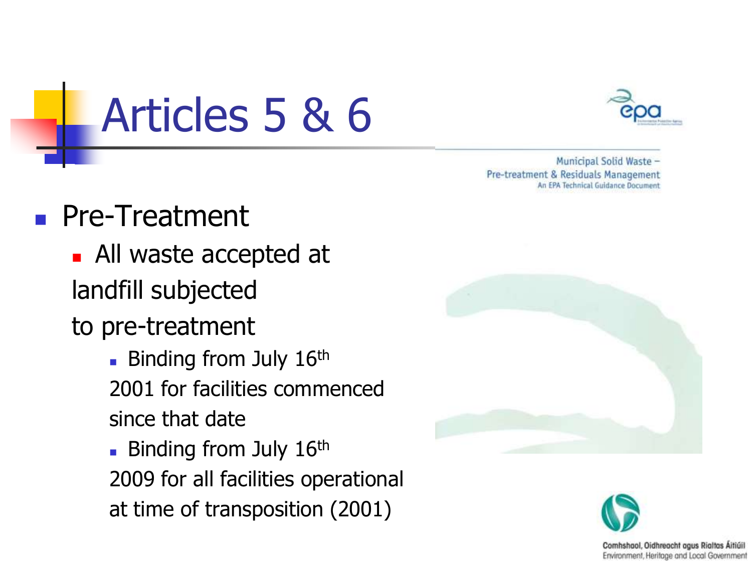# Articles 5 & 6

Municipal Solid Waste – Pre-treatment & Residuals Management
An EPA Technical Guidance Document

- Pre-Treatment
  - All waste accepted at landfill subjected to pre-treatment
    - Binding from July 16th 2001 for facilities commenced since that date
    - Binding from July 16th 2009 for all facilities operational at time of transposition (2001)

Comhshaol, Oidhreacht agus Rialtas Áitiúil
Environment, Heritage and Local Government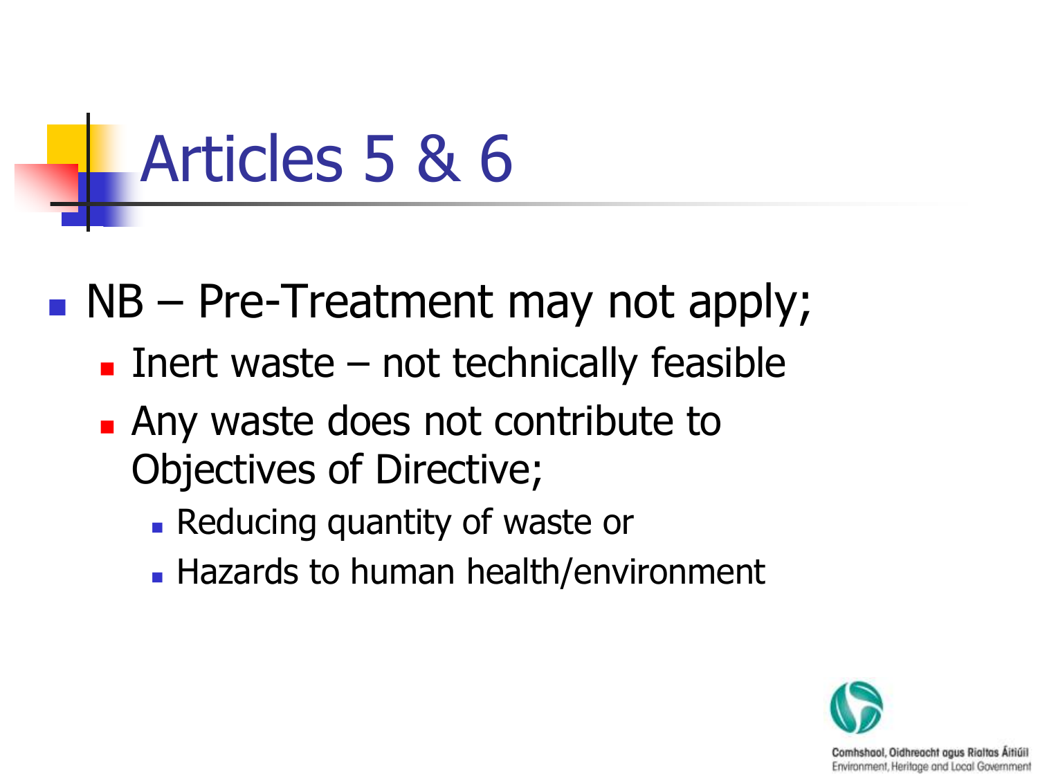# Articles 5 & 6

- NB – Pre-Treatment may not apply;
  - Inert waste – not technically feasible
  - Any waste does not contribute to Objectives of Directive;
    - Reducing quantity of waste or
    - Hazards to human health/environment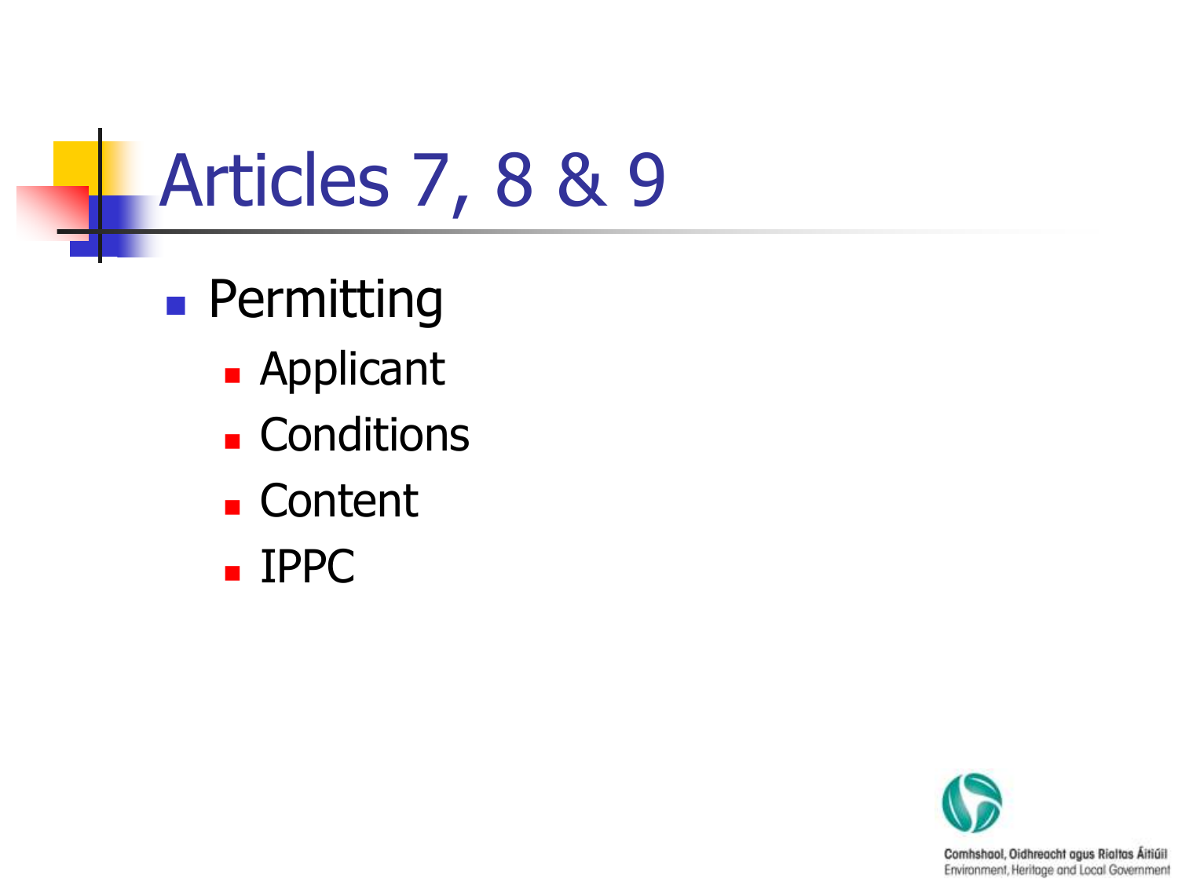# Articles 7, 8 & 9

- Permitting
  - Applicant
  - Conditions
  - Content
  - IPPC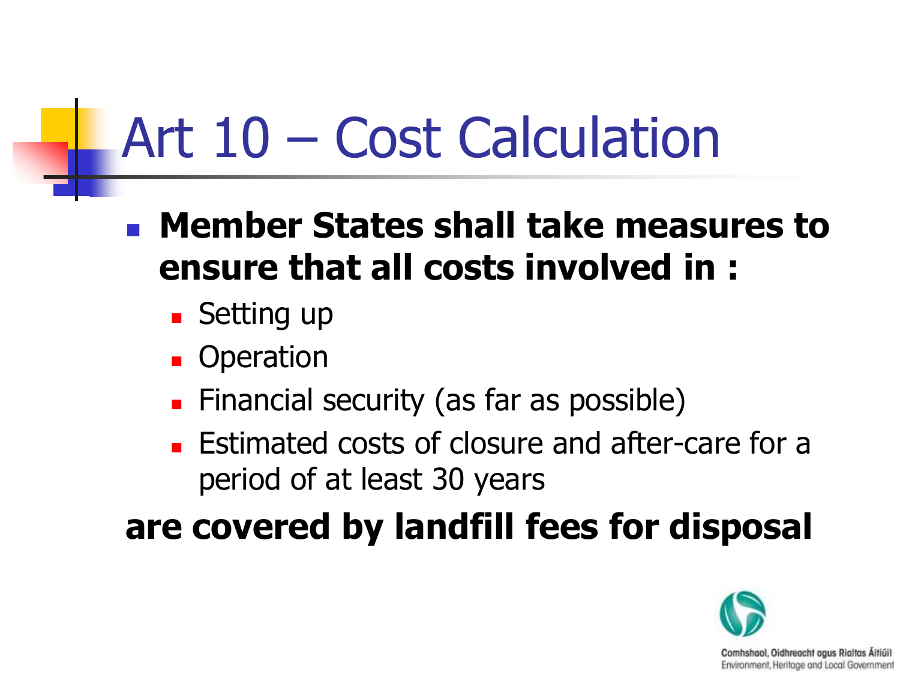# Art 10 – Cost Calculation

- **Member States shall take measures to ensure that all costs involved in :**
  - Setting up
  - Operation
  - Financial security (as far as possible)
  - Estimated costs of closure and after-care for a period of at least 30 years

**are covered by landfill fees for disposal**

Comhshaol, Oidhreacht agus Rialtas Áitiúil
Environment, Heritage and Local Government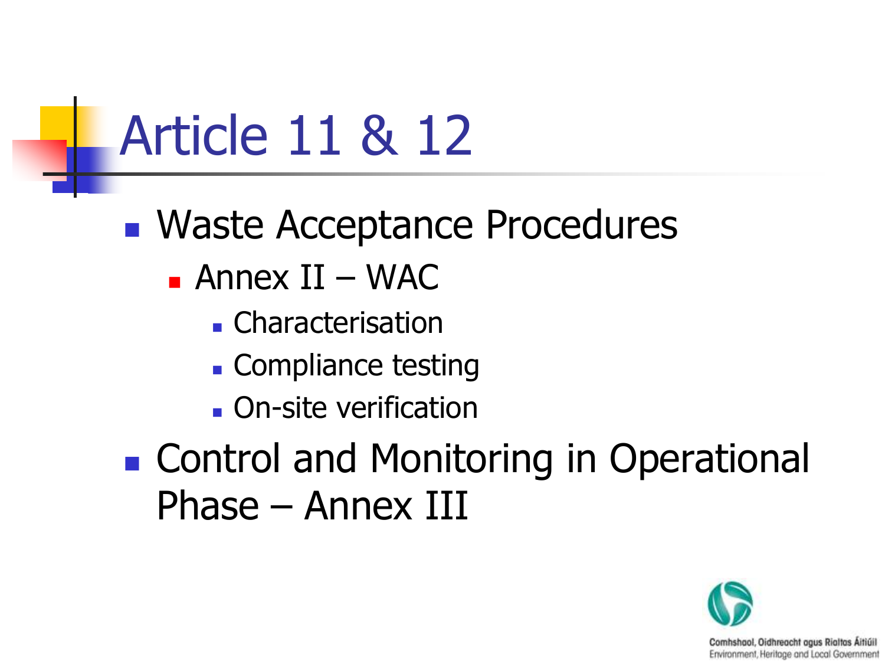# Article 11 & 12

- Waste Acceptance Procedures
  - Annex II – WAC
    - Characterisation
    - Compliance testing
    - On-site verification
- Control and Monitoring in Operational Phase – Annex III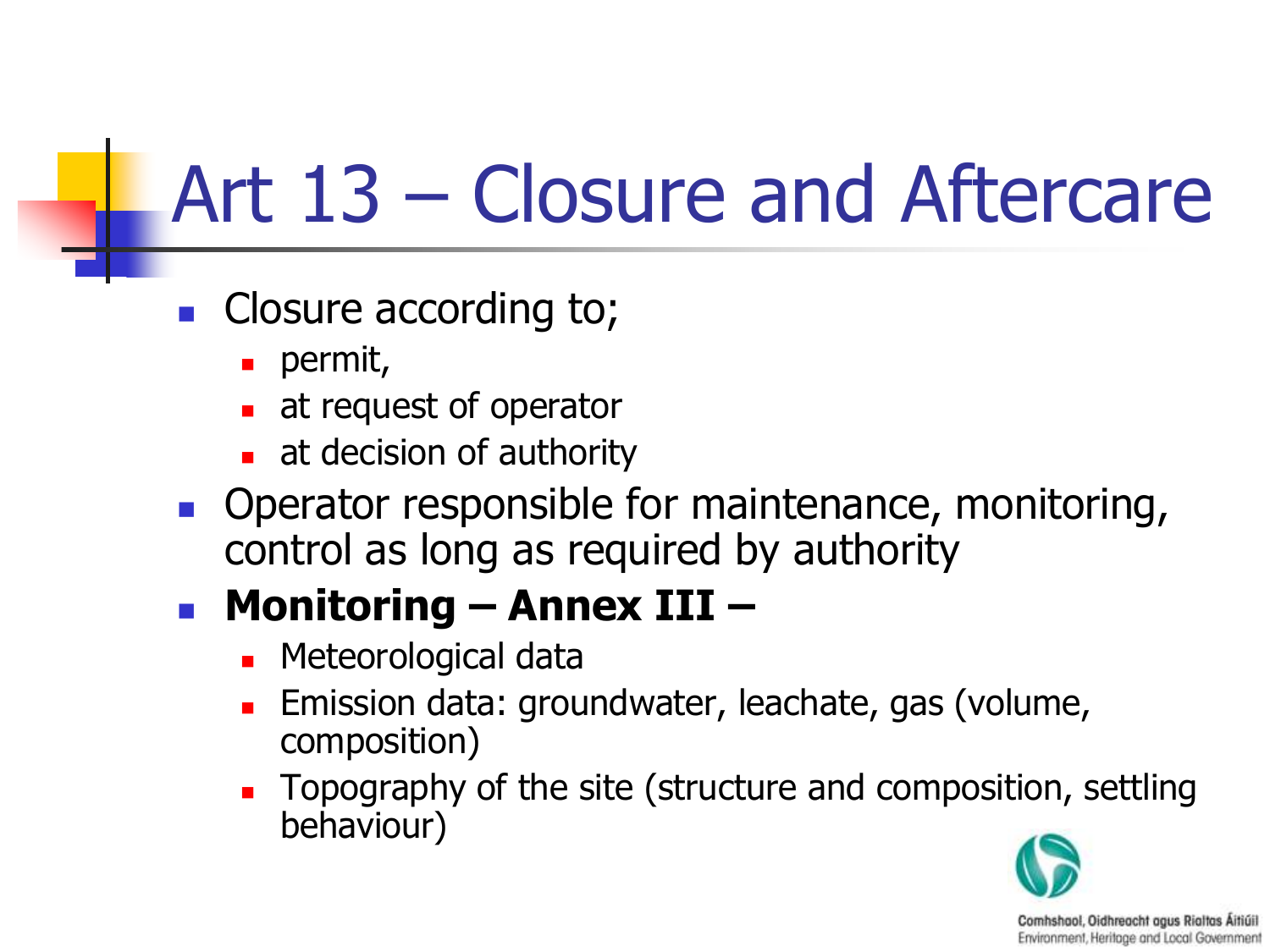# Art 13 – Closure and Aftercare

- Closure according to;
  - permit,
  - at request of operator
  - at decision of authority
- Operator responsible for maintenance, monitoring, control as long as required by authority
- **Monitoring – Annex III –**
  - Meteorological data
  - Emission data: groundwater, leachate, gas (volume, composition)
  - Topography of the site (structure and composition, settling behaviour)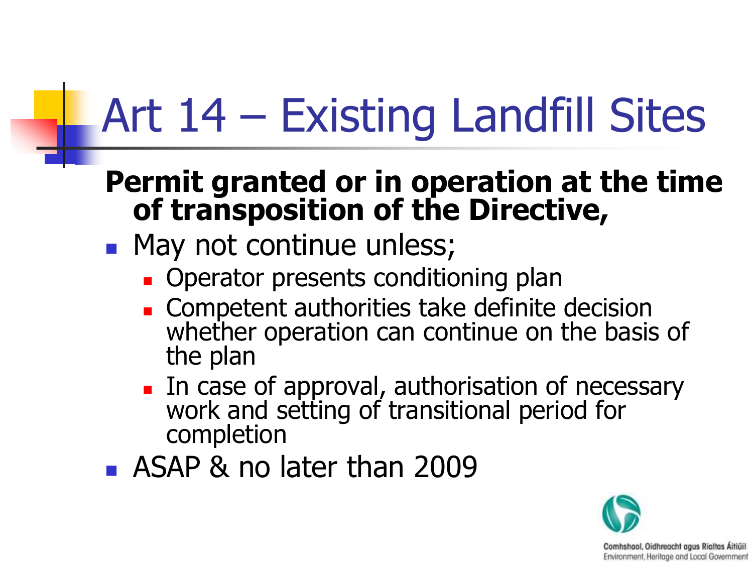# Art 14 – Existing Landfill Sites

**Permit granted or in operation at the time of transposition of the Directive,**

- May not continue unless;
  - Operator presents conditioning plan
  - Competent authorities take definite decision whether operation can continue on the basis of the plan
  - In case of approval, authorisation of necessary work and setting of transitional period for completion
- ASAP & no later than 2009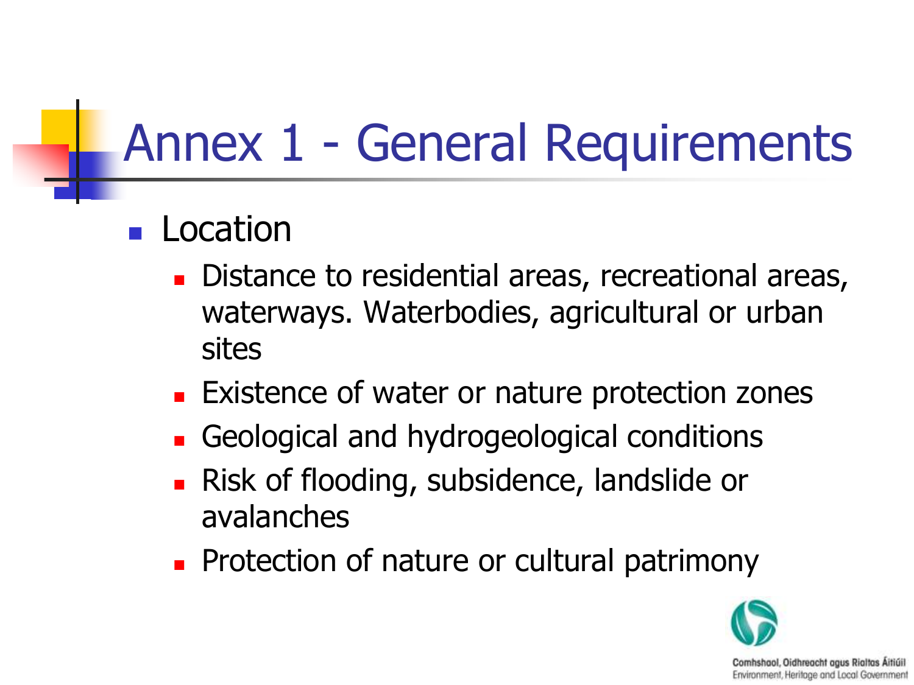# Annex 1 - General Requirements

- Location
  - Distance to residential areas, recreational areas, waterways. Waterbodies, agricultural or urban sites
  - Existence of water or nature protection zones
  - Geological and hydrogeological conditions
  - Risk of flooding, subsidence, landslide or avalanches
  - Protection of nature or cultural patrimony

Comhshaol, Oidhreacht agus Rialtas Áitiúil
Environment, Heritage and Local Government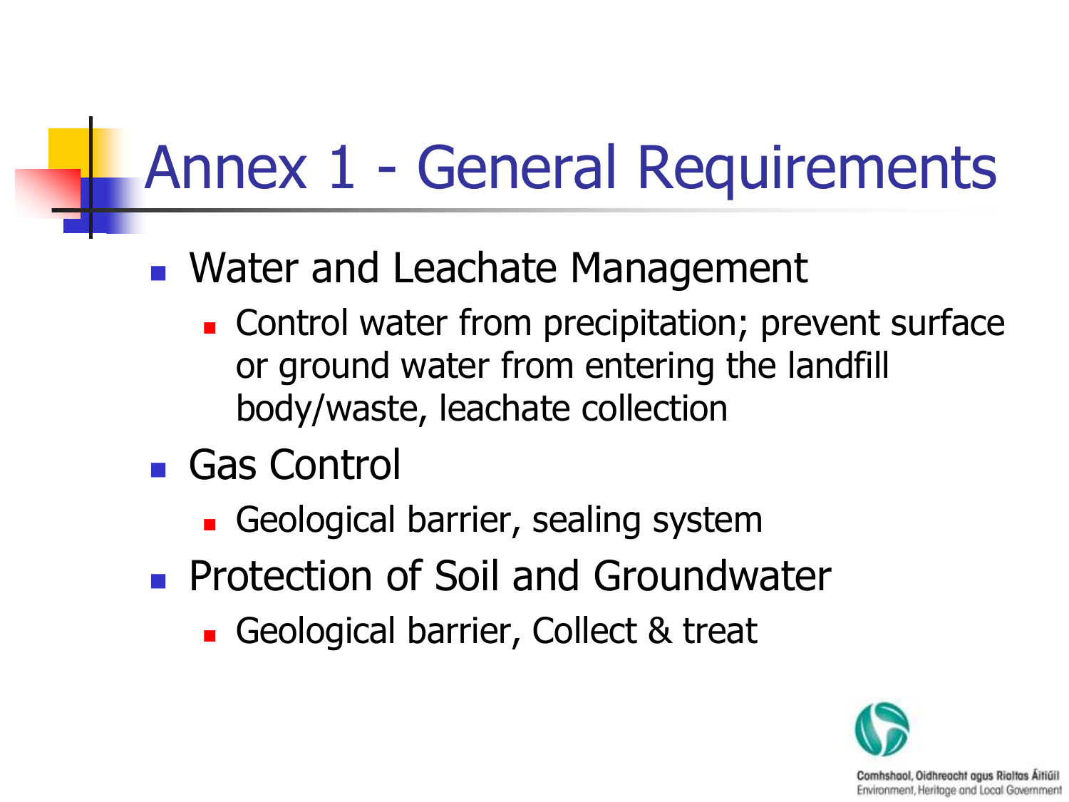# Annex 1 - General Requirements

- Water and Leachate Management
  - Control water from precipitation; prevent surface or ground water from entering the landfill body/waste, leachate collection
- Gas Control
  - Geological barrier, sealing system
- Protection of Soil and Groundwater
  - Geological barrier, Collect & treat

Comhshaol, Oidhreacht agus Rialtas Áitiúil
Environment, Heritage and Local Government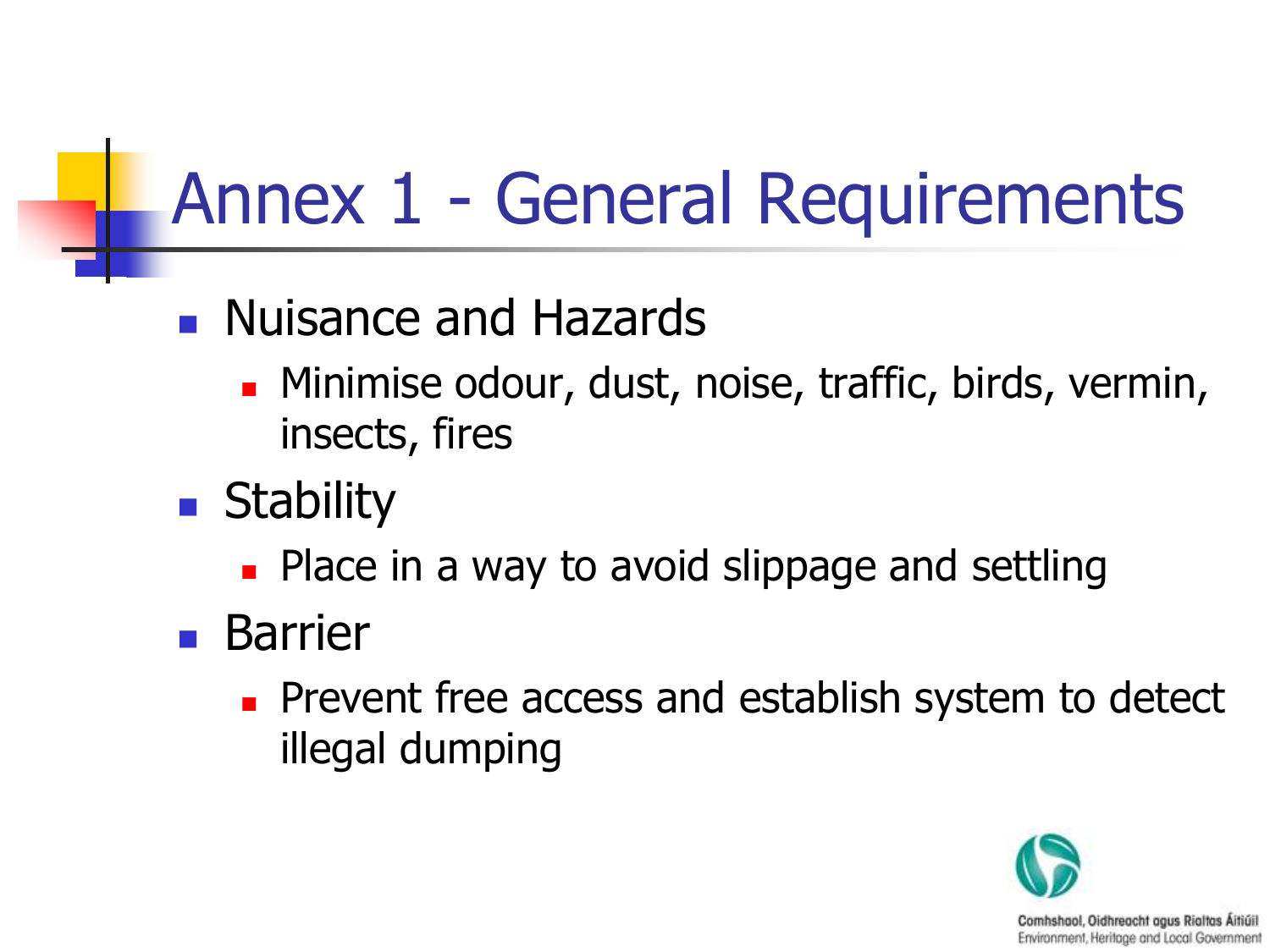# Annex 1 - General Requirements

- Nuisance and Hazards
  - Minimise odour, dust, noise, traffic, birds, vermin, insects, fires
- Stability
  - Place in a way to avoid slippage and settling
- Barrier
  - Prevent free access and establish system to detect illegal dumping

Comhshaol, Oidhreacht agus Rialtas Áitiúil
Environment, Heritage and Local Government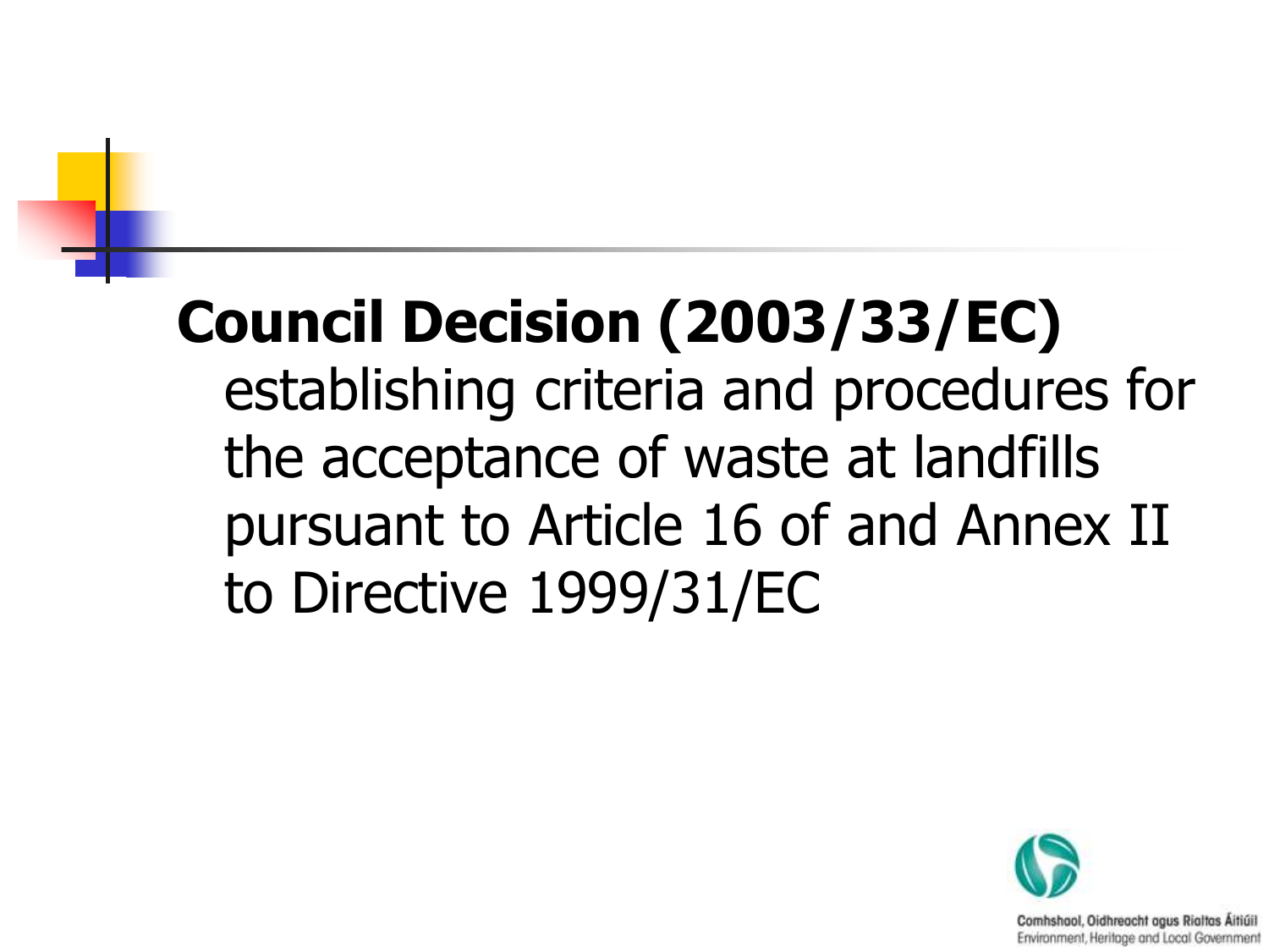**Council Decision (2003/33/EC)** establishing criteria and procedures for the acceptance of waste at landfills pursuant to Article 16 of and Annex II to Directive 1999/31/EC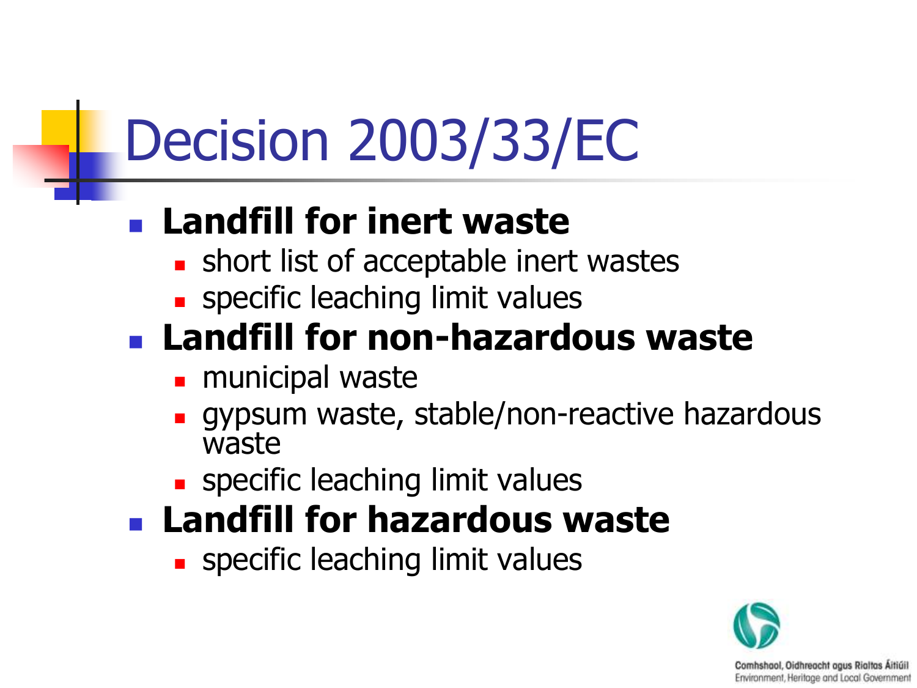# Decision 2003/33/EC

- **Landfill for inert waste**
  - short list of acceptable inert wastes
  - specific leaching limit values
- **Landfill for non-hazardous waste**
  - municipal waste
  - gypsum waste, stable/non-reactive hazardous waste
  - specific leaching limit values
- **Landfill for hazardous waste**
  - specific leaching limit values

Comhshaol, Oidhreacht agus Rialtas Áitiúil
Environment, Heritage and Local Government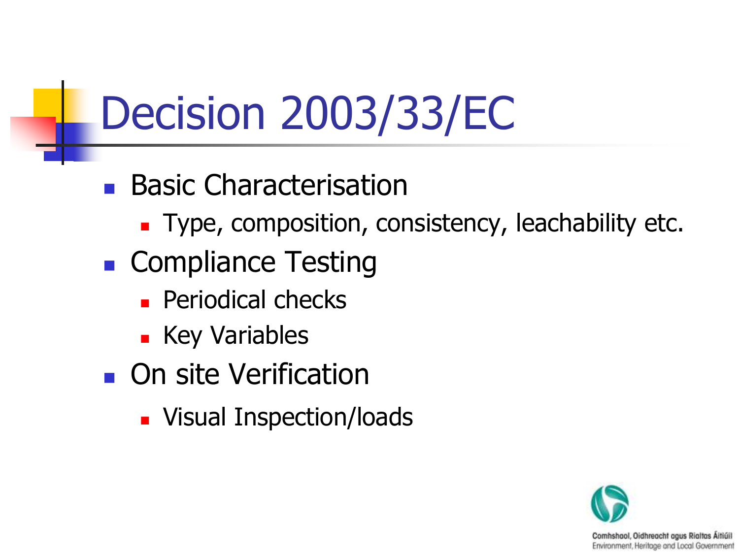# Decision 2003/33/EC

- Basic Characterisation
  - Type, composition, consistency, leachability etc.
- Compliance Testing
  - Periodical checks
  - Key Variables
- On site Verification
  - Visual Inspection/loads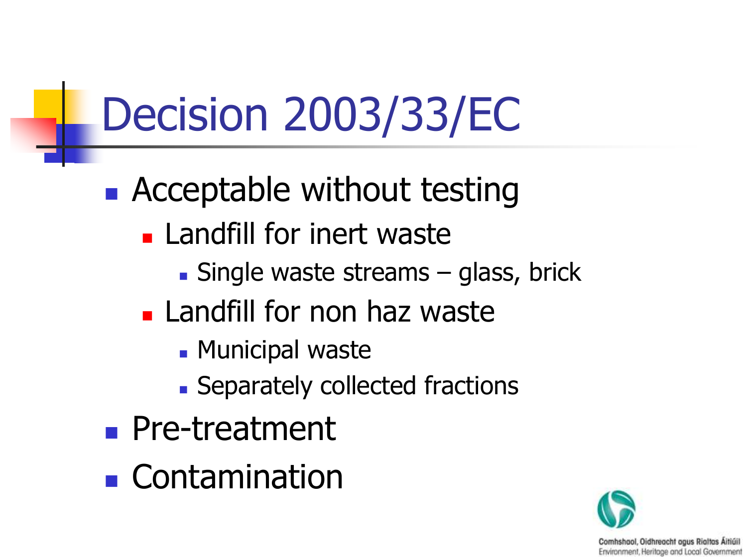# Decision 2003/33/EC

- Acceptable without testing
  - Landfill for inert waste
    - Single waste streams – glass, brick
  - Landfill for non haz waste
    - Municipal waste
    - Separately collected fractions
- Pre-treatment
- Contamination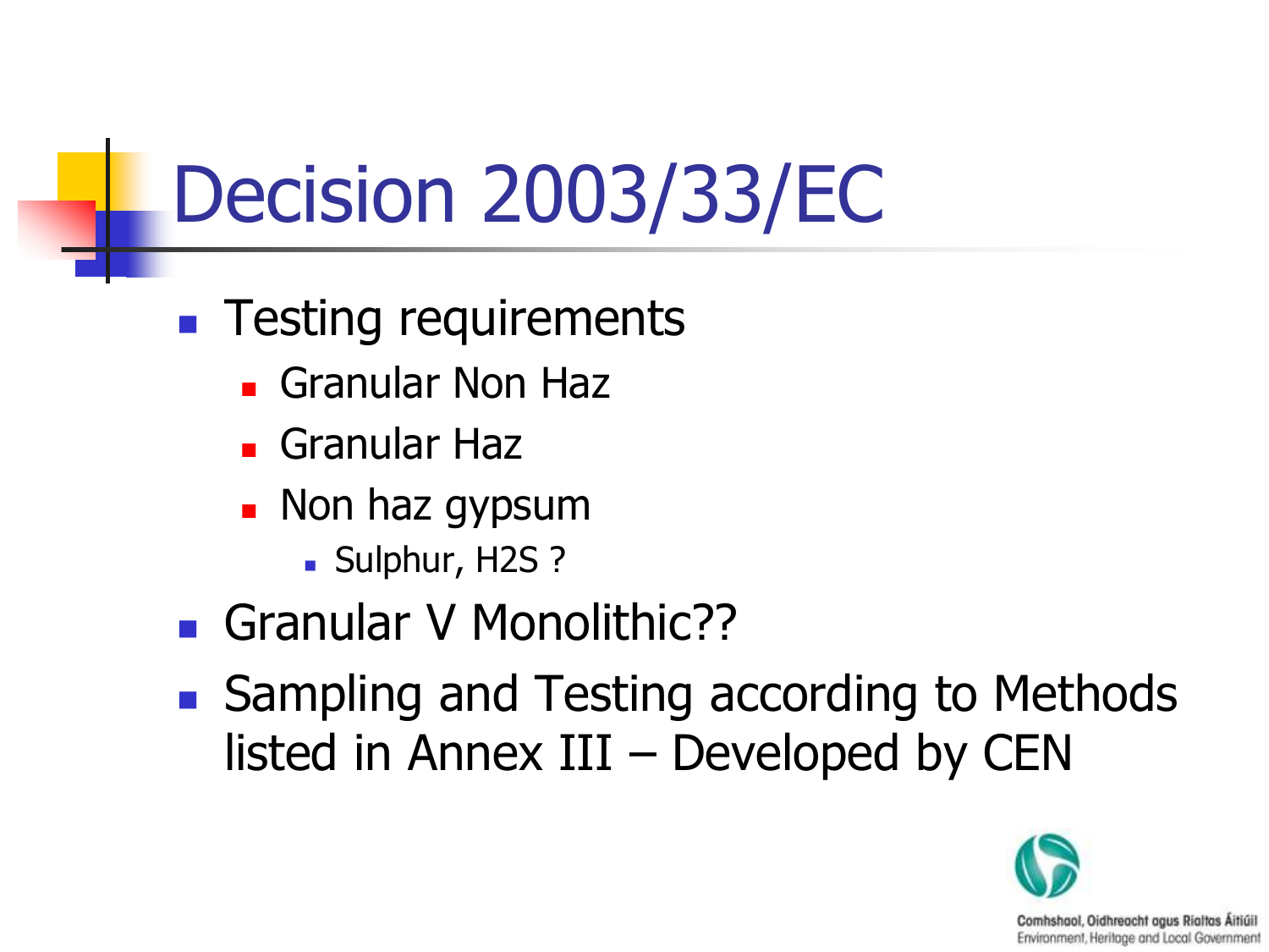# Decision 2003/33/EC

- Testing requirements
  - Granular Non Haz
  - Granular Haz
  - Non haz gypsum
    - Sulphur, $H_2S$ ?
- Granular V Monolithic??
- Sampling and Testing according to Methods listed in Annex III – Developed by CEN

Comhshaol, Oidhreacht agus Rialtas Áitiúil
Environment, Heritage and Local Government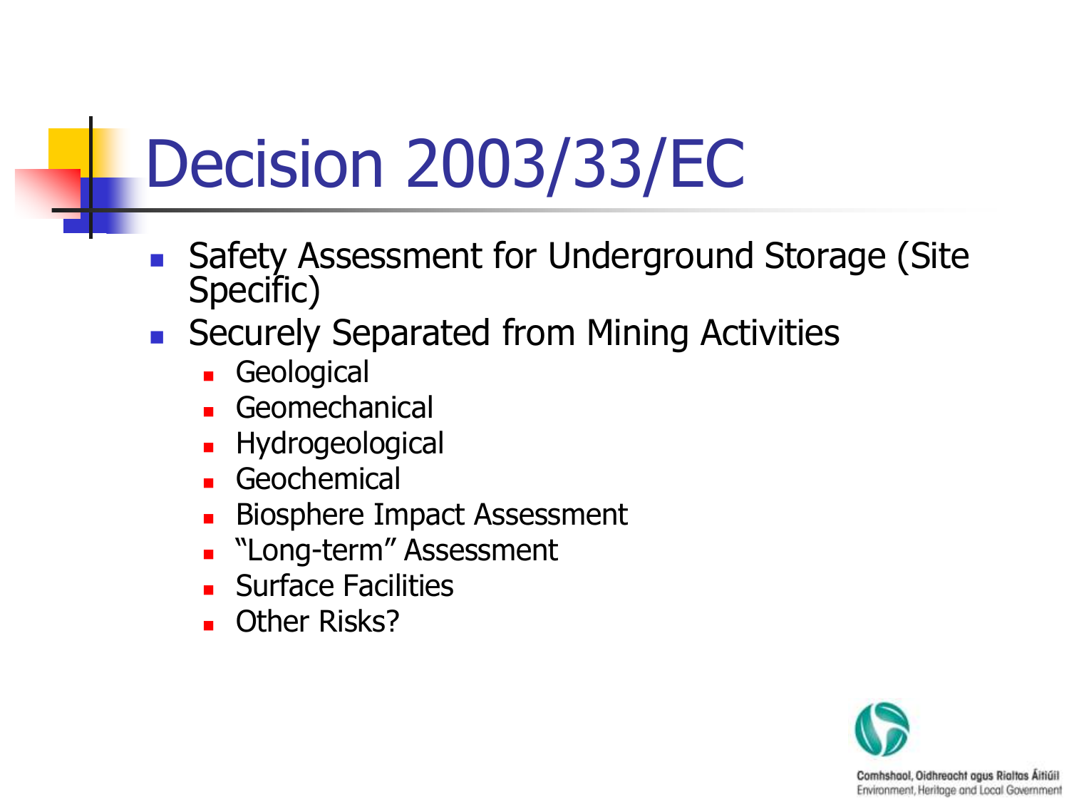# Decision 2003/33/EC

- Safety Assessment for Underground Storage (Site Specific)
- Securely Separated from Mining Activities
  - Geological
  - Geomechanical
  - Hydrogeological
  - Geochemical
  - Biosphere Impact Assessment
  - "Long-term" Assessment
  - Surface Facilities
  - Other Risks?

Comhshaol, Oidhreacht agus Rialtas Áitiúil
Environment, Heritage and Local Government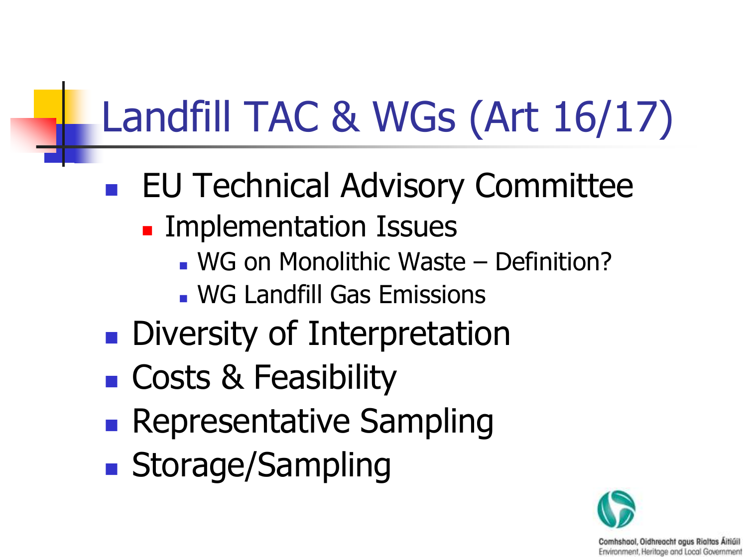# Landfill TAC & WGs (Art 16/17)

- EU Technical Advisory Committee
  - Implementation Issues
    - WG on Monolithic Waste – Definition?
    - WG Landfill Gas Emissions
- Diversity of Interpretation
- Costs & Feasibility
- Representative Sampling
- Storage/Sampling

Comhshaol, Oidhreacht agus Rialtas Áitiúil
Environment, Heritage and Local Government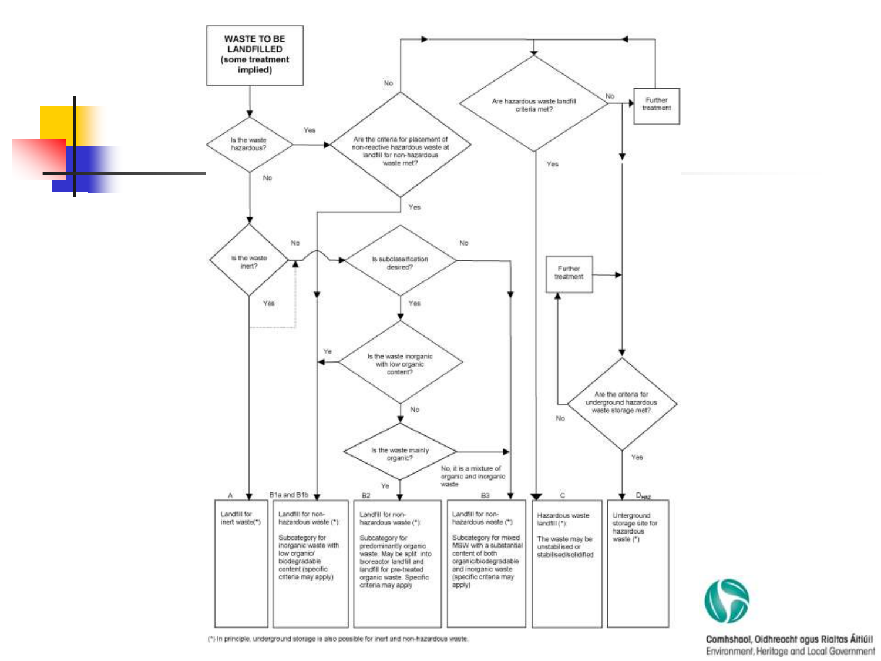WASTE TO BE LANDFILLED (some treatment implied)

Is the waste hazardous?

Yes → Are the criteria for placement of non-reactive hazardous waste at landfill for non-hazardous waste met?

No → Are hazardous waste landfill criteria met?

No → Further treatment

Yes

No

Is the waste inert?

No → Is subclassification desired?

No

Yes

Yes

Is the waste inorganic with low organic content?

Ye

No

Is the waste mainly organic?

No, it is a mixture of organic and inorganic waste

Ye

Further treatment

Are the criteria for underground hazardous waste storage met?

No

Yes

| A | B1a and B1b | B2 | B3 | C | $D_{HAZ}$ |
|---|---|---|---|---|---|
| Landfill for inert waste(*) | Landfill for non-hazardous waste (*): Subcategory for inorganic waste with low organic/ biodegradable content (specific criteria may apply) | Landfill for non-hazardous waste (*): Subcategory for predominantly organic waste. May be split into bioreactor landfill and landfill for pre-treated organic waste. Specific criteria may apply | Landfill for non-hazardous waste (*): Subcategory for mixed MSW with a substantial content of both organic/biodegradable and inorganic waste (specific criteria may apply) | Hazardous waste landfill (*): The waste may be unstabilised or stabilised/solidified | Underground storage site for hazardous waste (*) |

(*) In principle, underground storage is also possible for inert and non-hazardous waste.

Comhshaol, Oidhreacht agus Rialtas Áitiúil
Environment, Heritage and Local Government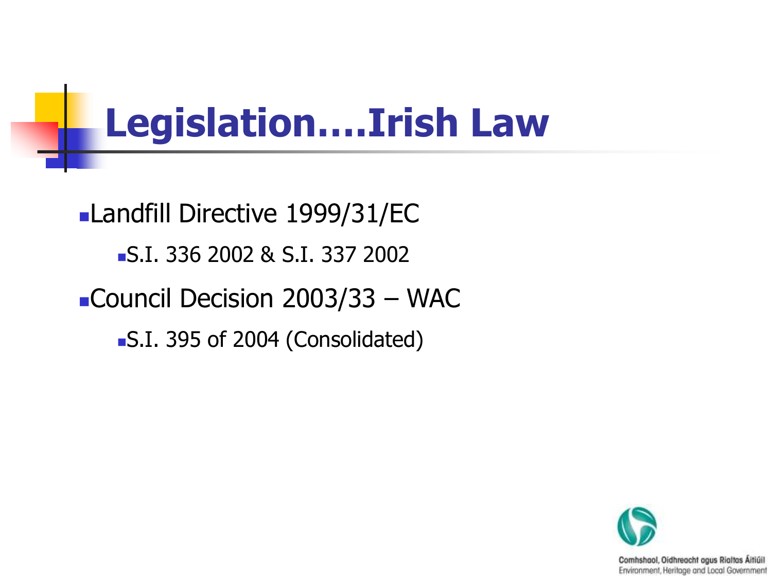# Legislation….Irish Law

- Landfill Directive 1999/31/EC
  - S.I. 336 2002 & S.I. 337 2002
- Council Decision 2003/33 – WAC
  - S.I. 395 of 2004 (Consolidated)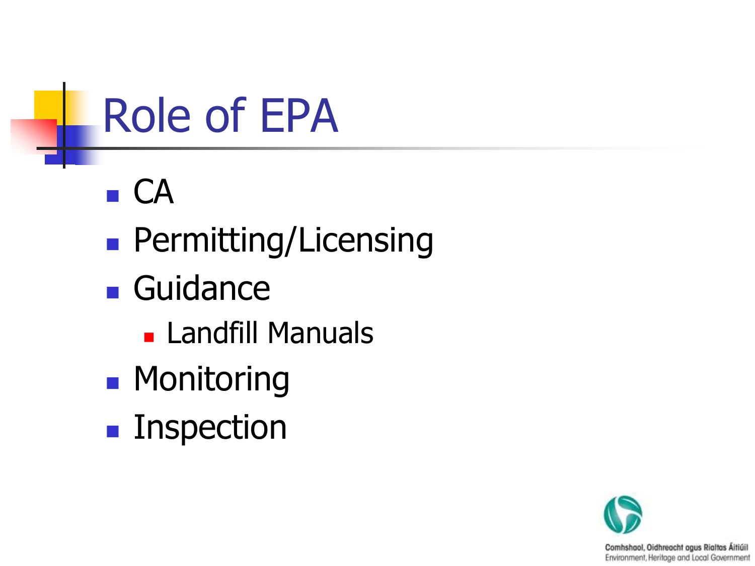# Role of EPA

- CA
- Permitting/Licensing
- Guidance
  - Landfill Manuals
- Monitoring
- Inspection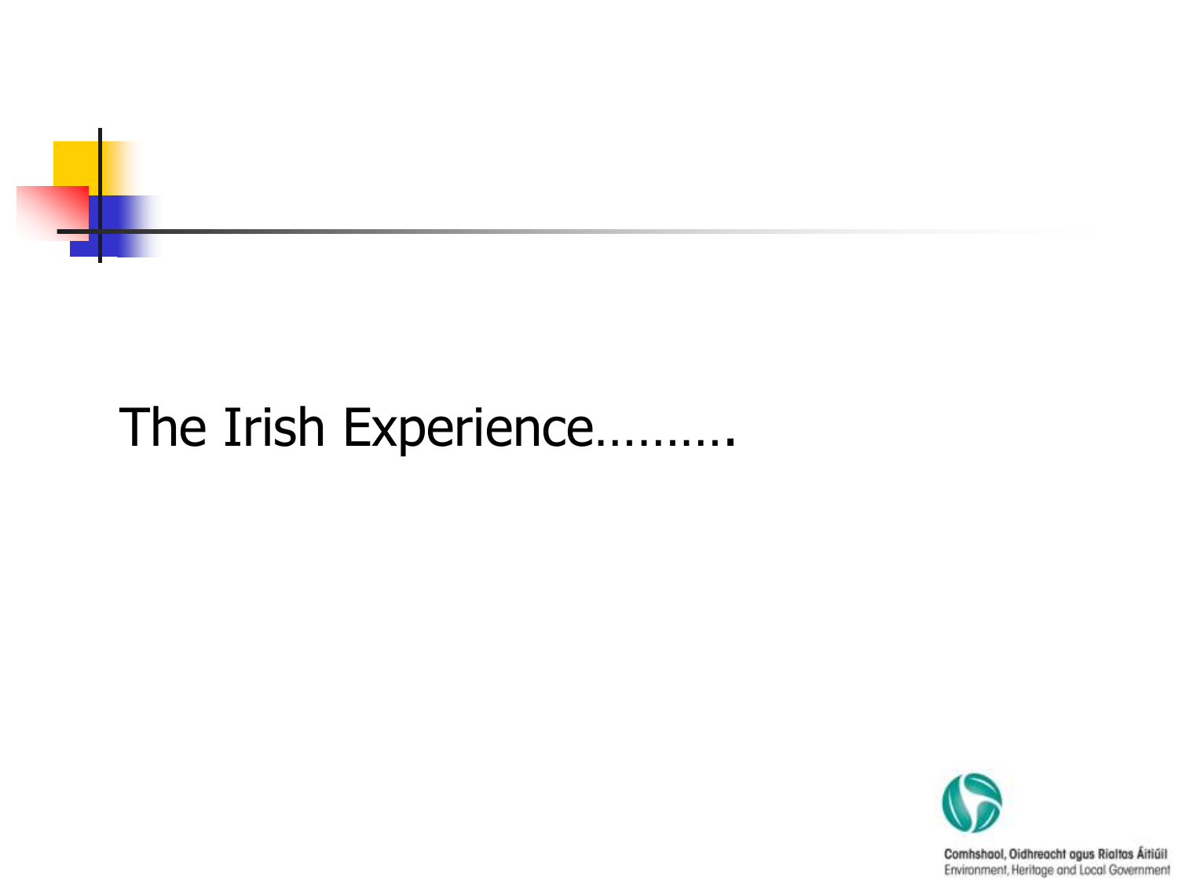# The Irish Experience………

Comhshaol, Oidhreacht agus Rialtas Áitiúil
Environment, Heritage and Local Government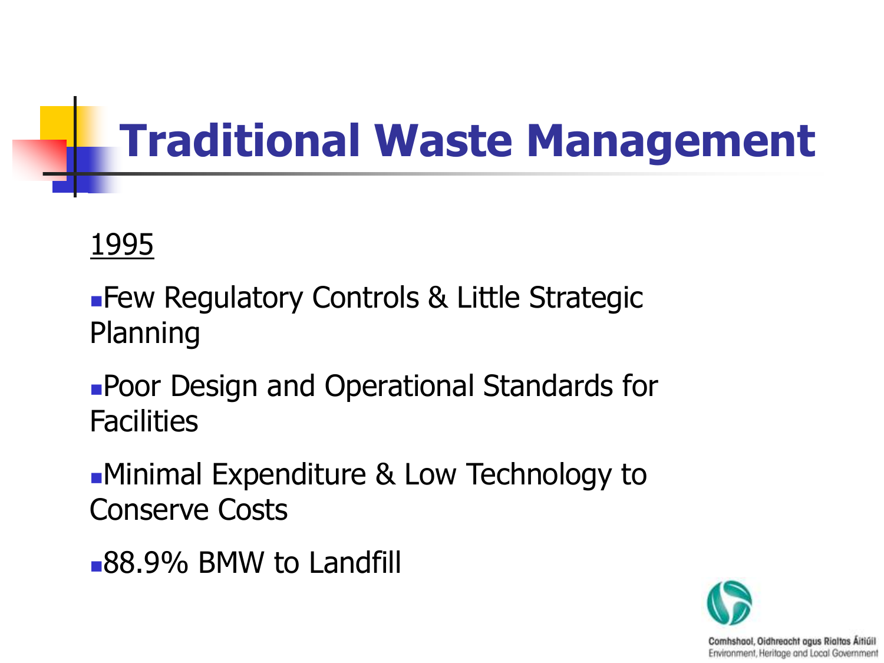# Traditional Waste Management

1995

- Few Regulatory Controls & Little Strategic Planning
- Poor Design and Operational Standards for Facilities
- Minimal Expenditure & Low Technology to Conserve Costs
- 88.9% BMW to Landfill

Comhshaol, Oidhreacht agus Rialtas Áitiúil
Environment, Heritage and Local Government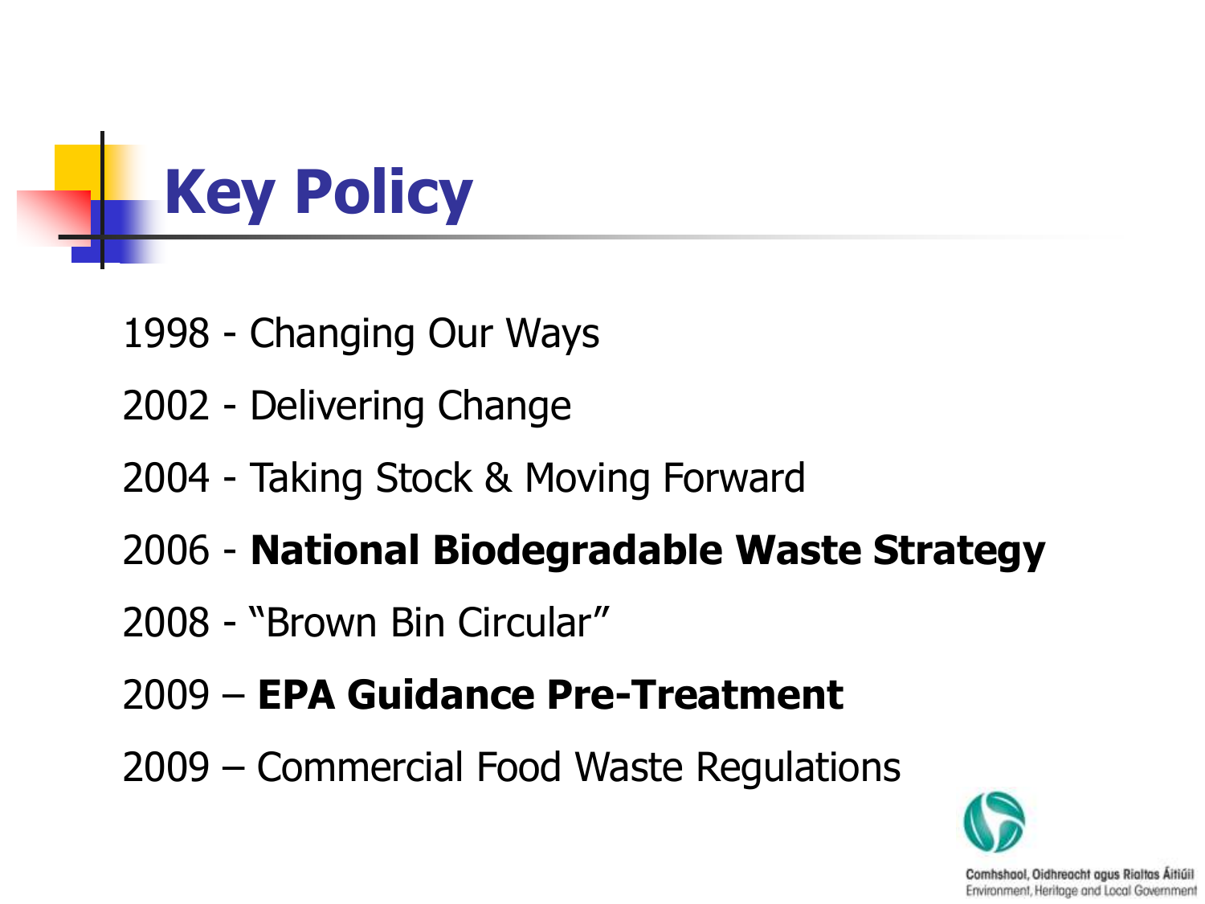# Key Policy

1998 - Changing Our Ways

2002 - Delivering Change

2004 - Taking Stock & Moving Forward

2006 - **National Biodegradable Waste Strategy**

2008 - "Brown Bin Circular"

2009 – **EPA Guidance Pre-Treatment**

2009 – Commercial Food Waste Regulations

Comhshaol, Oidhreacht agus Rialtas Áitiúil
Environment, Heritage and Local Government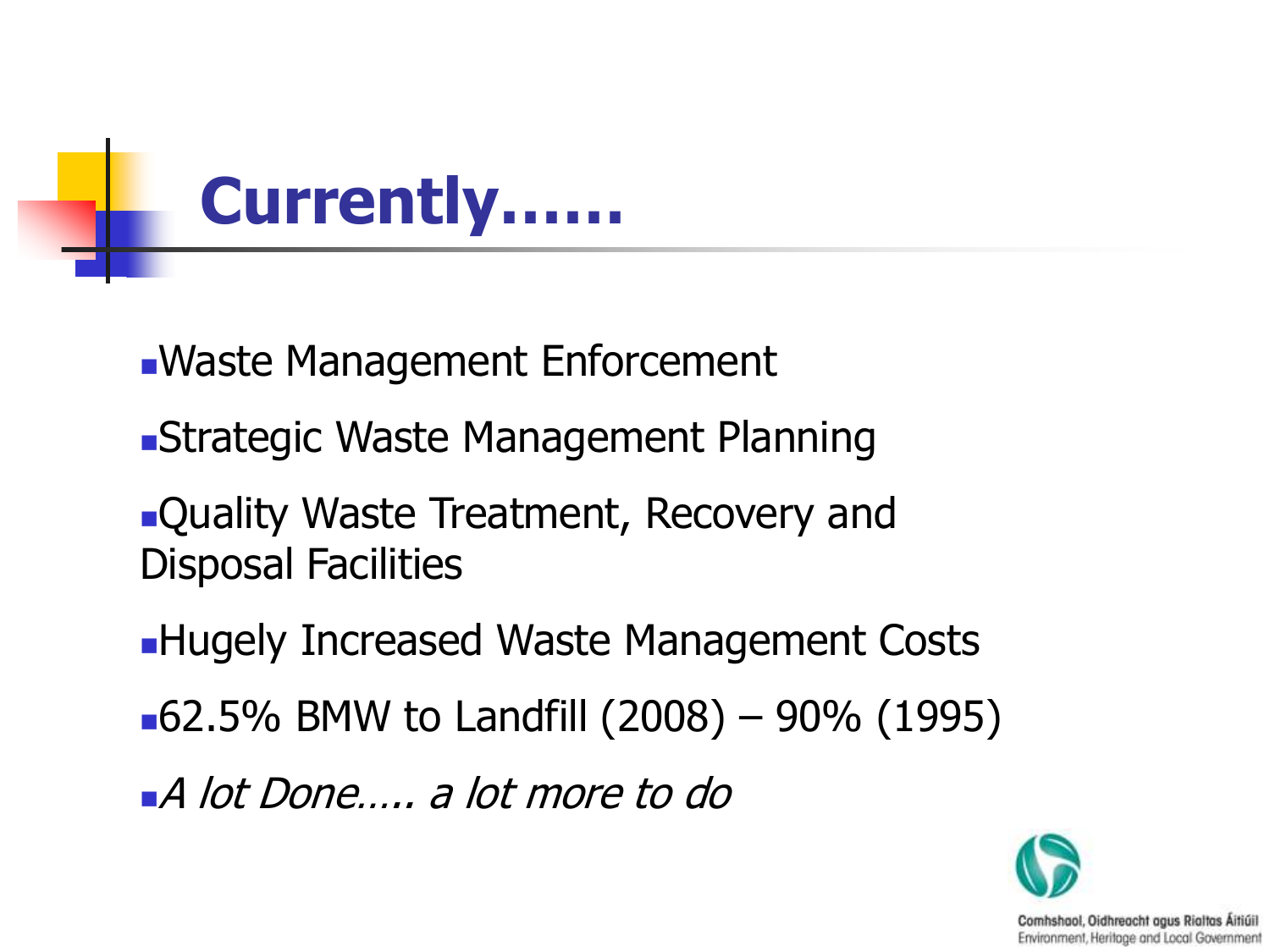# Currently……

- Waste Management Enforcement
- Strategic Waste Management Planning
- Quality Waste Treatment, Recovery and Disposal Facilities
- Hugely Increased Waste Management Costs
- 62.5% BMW to Landfill (2008) – 90% (1995)
- *A lot Done….. a lot more to do*

Comhshaol, Oidhreacht agus Rialtas Áitiúil
Environment, Heritage and Local Government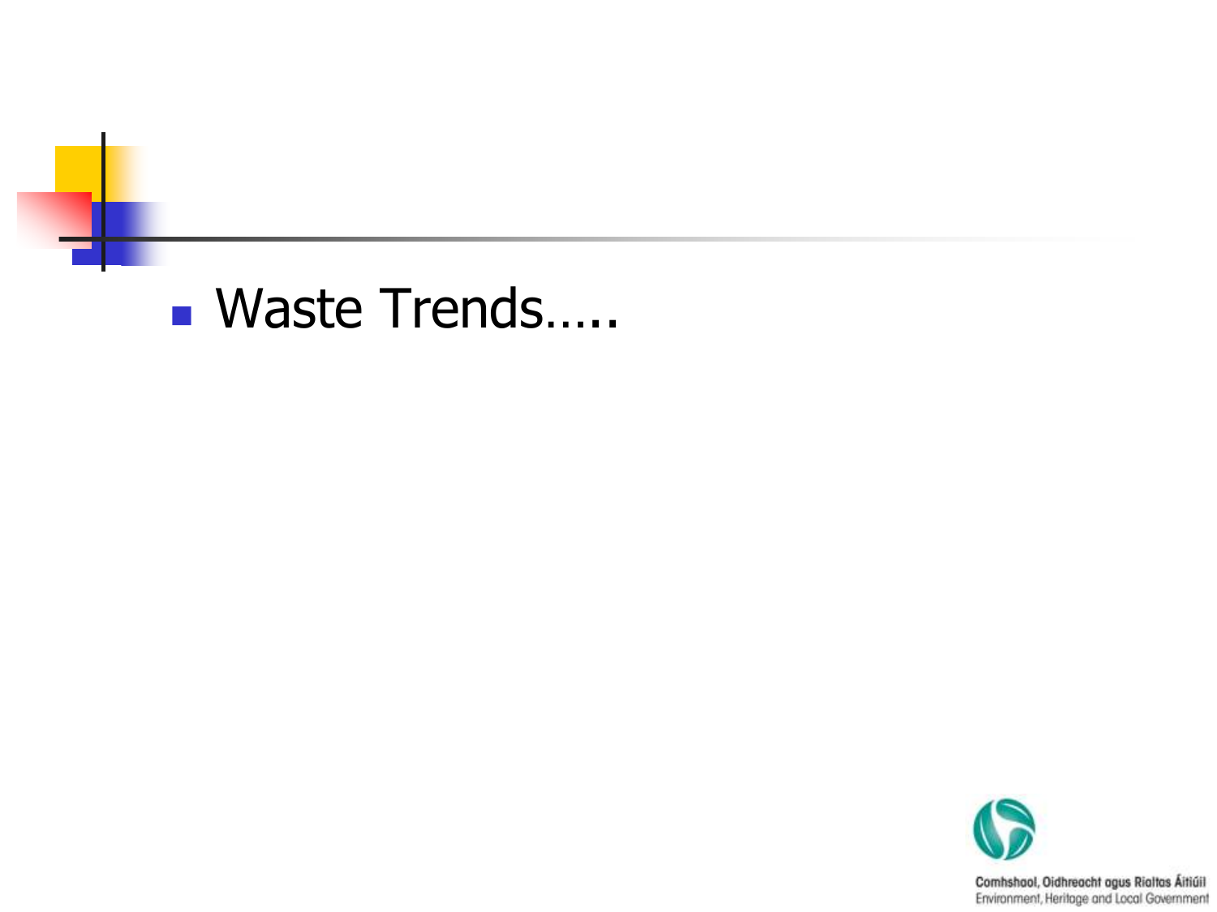- Waste Trends…..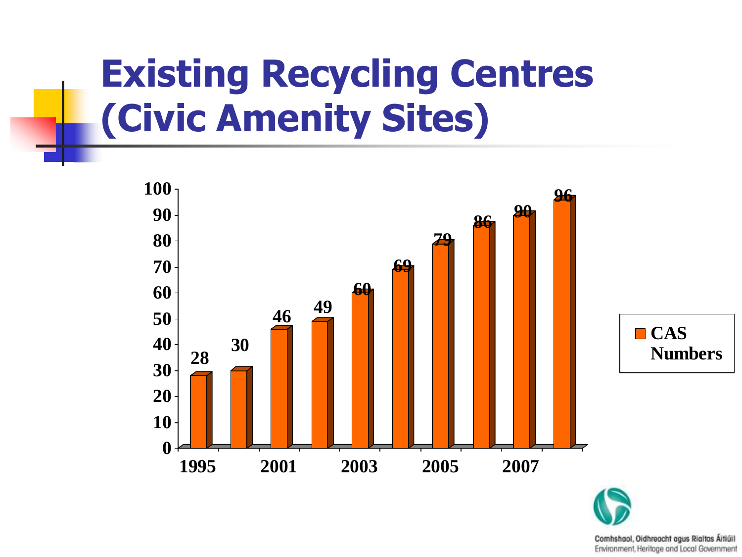# Existing Recycling Centres (Civic Amenity Sites)

| Year | CAS Numbers |
|---|---|
| 1995 | 28 |
| | 30 |
| 2001 | 46 |
| | 49 |
| 2003 | 60 |
| | 69 |
| 2005 | 79 |
| | 86 |
| 2007 | 90 |
| | 96 |

Comhshaol, Oidhreacht agus Rialtas Áitiúil
Environment, Heritage and Local Government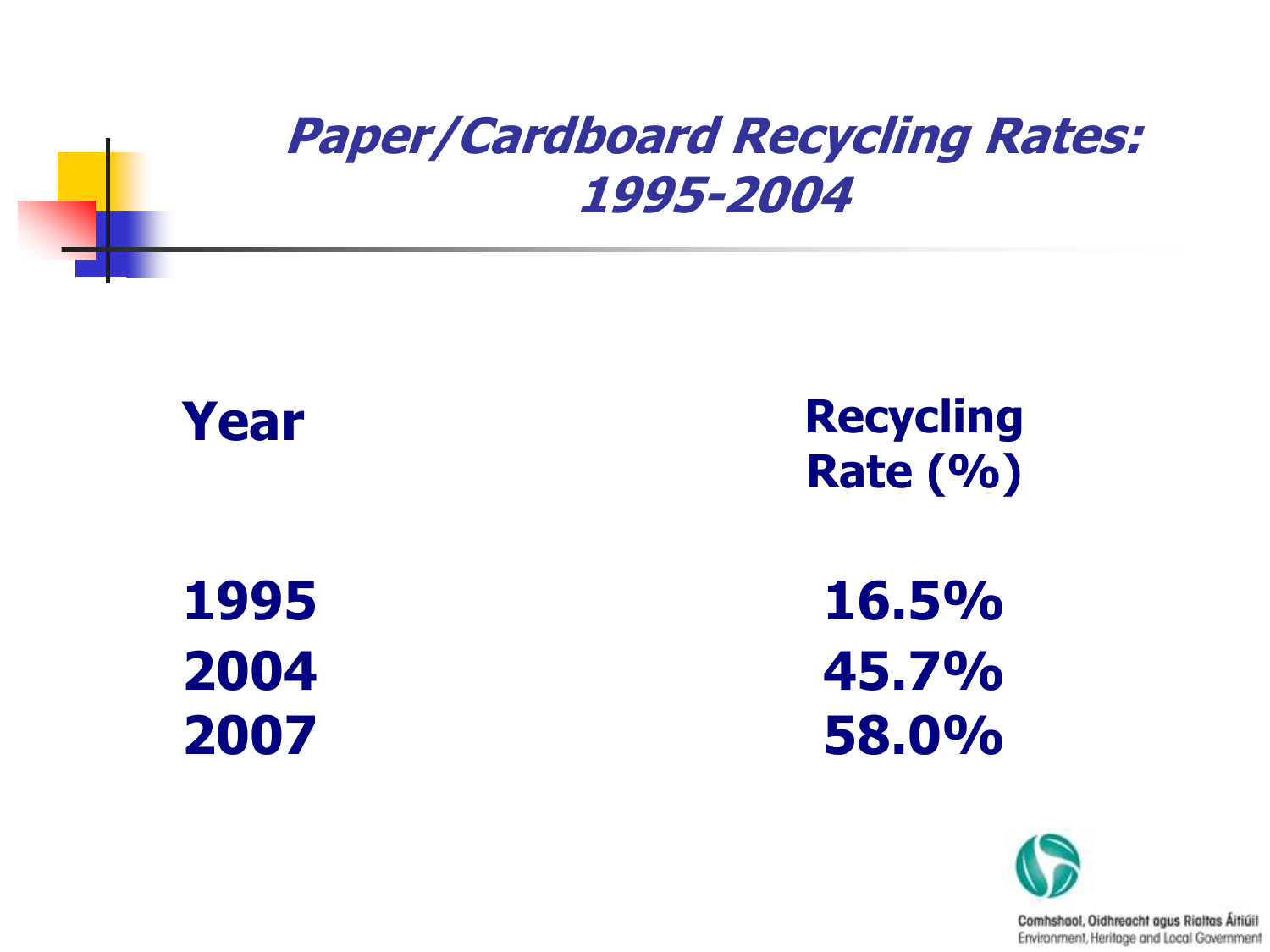## *Paper/Cardboard Recycling Rates: 1995-2004*

| Year | Recycling Rate (%) |
|---|---|
| 1995 | 16.5% |
| 2004 | 45.7% |
| 2007 | 58.0% |

Comhshaol, Oidhreacht agus Rialtas Áitiúil
Environment, Heritage and Local Government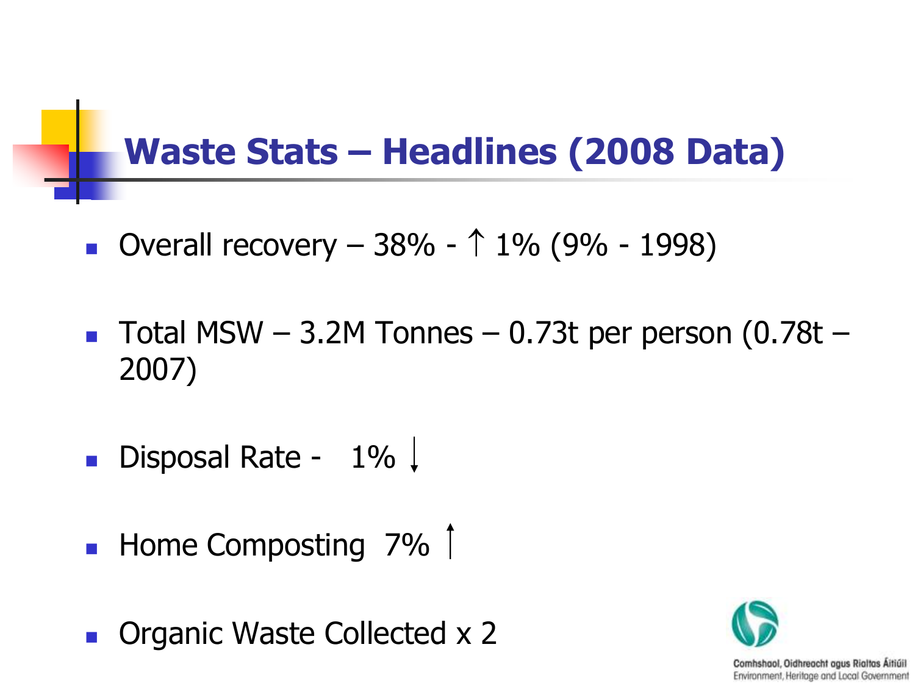## Waste Stats – Headlines (2008 Data)

- Overall recovery – 38% - ↑ 1% (9% - 1998)
- Total MSW – 3.2M Tonnes – 0.73t per person (0.78t – 2007)
- Disposal Rate - 1% ↓
- Home Composting 7% ↑
- Organic Waste Collected x 2

Comhshaol, Oidhreacht agus Rialtas Áitiúil
Environment, Heritage and Local Government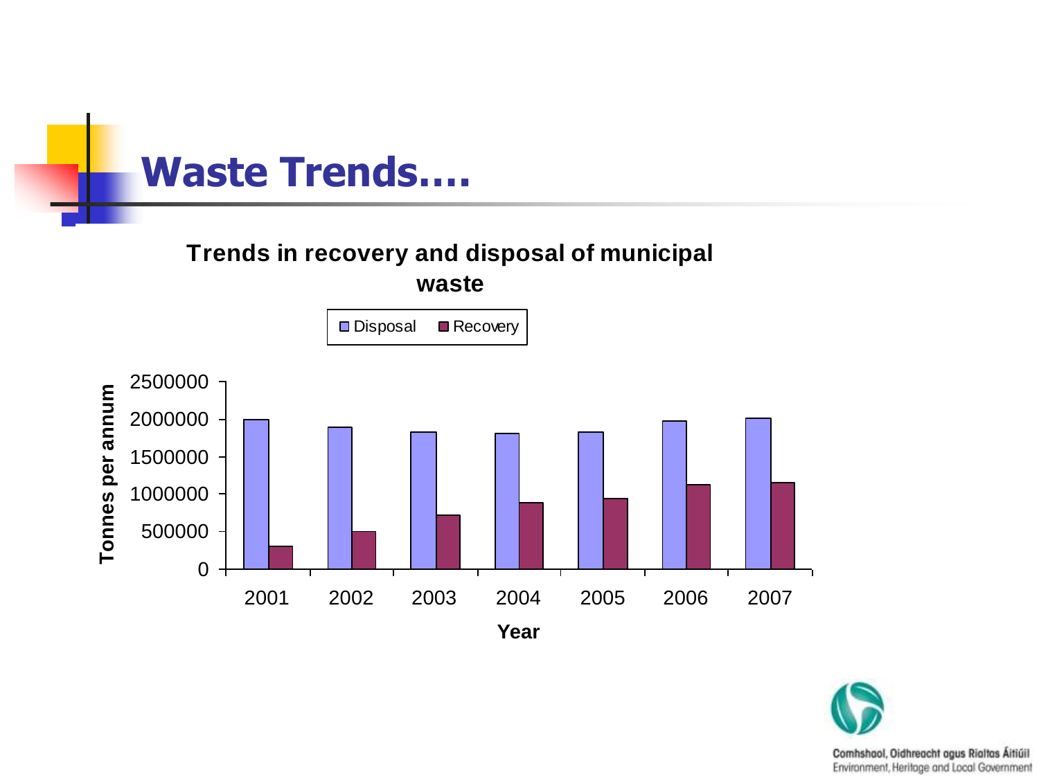# Waste Trends….

**Trends in recovery and disposal of municipal waste**

Disposal | Recovery

Tonnes per annum: 0, 500000, 1000000, 1500000, 2000000, 2500000

Year: 2001, 2002, 2003, 2004, 2005, 2006, 2007

Comhshaol, Oidhreacht agus Rialtas Áitiúil
Environment, Heritage and Local Government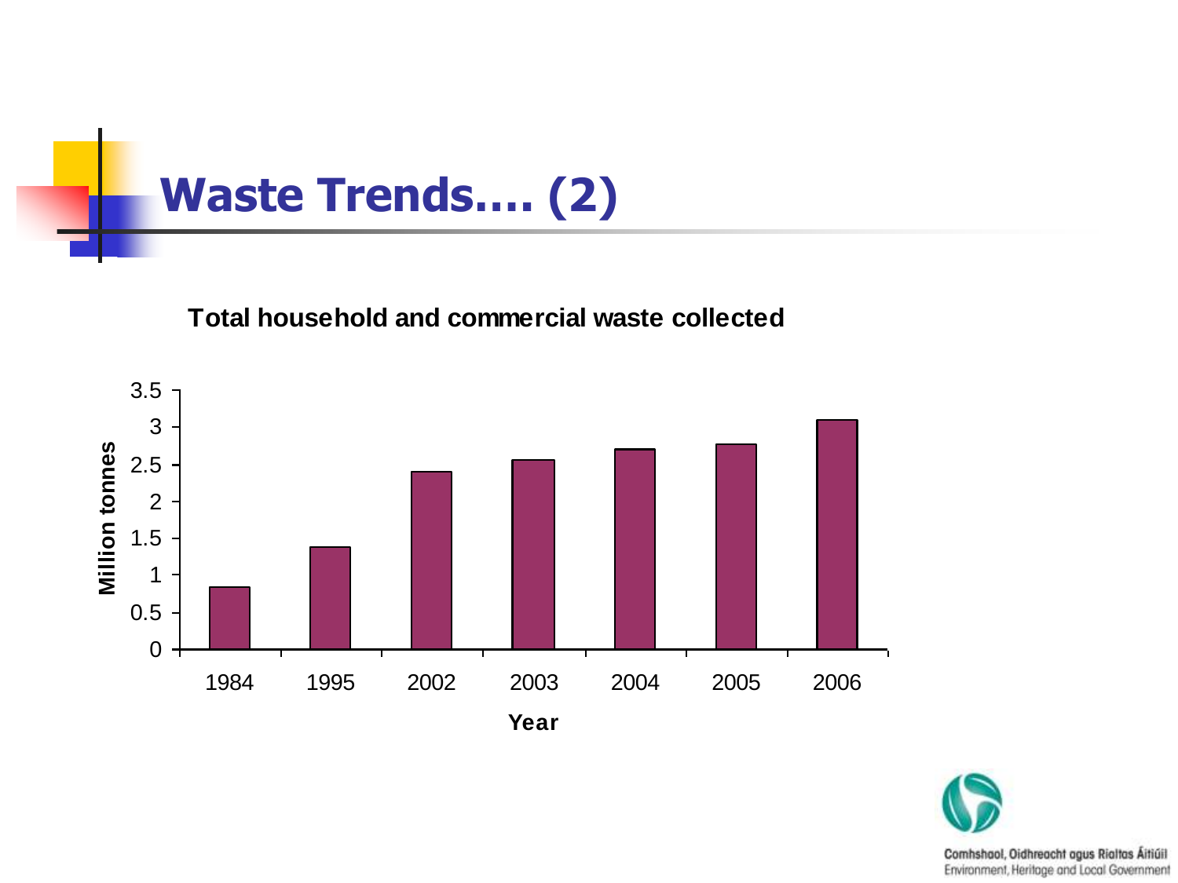# Waste Trends.... (2)

**Total household and commercial waste collected**

| Year | Million tonnes |
|---|---|
| 1984 | 0.85 |
| 1995 | 1.4 |
| 2002 | 2.4 |
| 2003 | 2.56 |
| 2004 | 2.7 |
| 2005 | 2.78 |
| 2006 | 3.1 |

Comhshaol, Oidhreacht agus Rialtas Áitiúil
Environment, Heritage and Local Government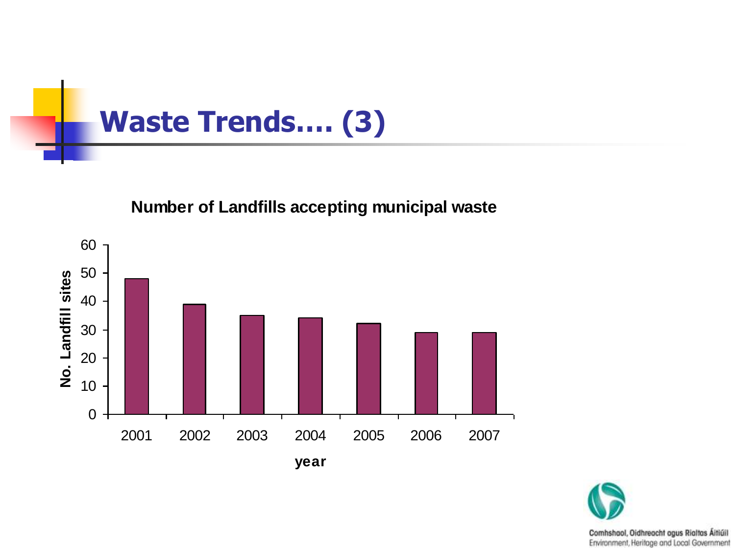# Waste Trends.... (3)

**Number of Landfills accepting municipal waste**

| year | No. Landfill sites |
|---|---|
| 2001 | 48 |
| 2002 | 39 |
| 2003 | 35 |
| 2004 | 34 |
| 2005 | 32 |
| 2006 | 29 |
| 2007 | 29 |

Comhshaol, Oidhreacht agus Rialtas Áitiúil
Environment, Heritage and Local Government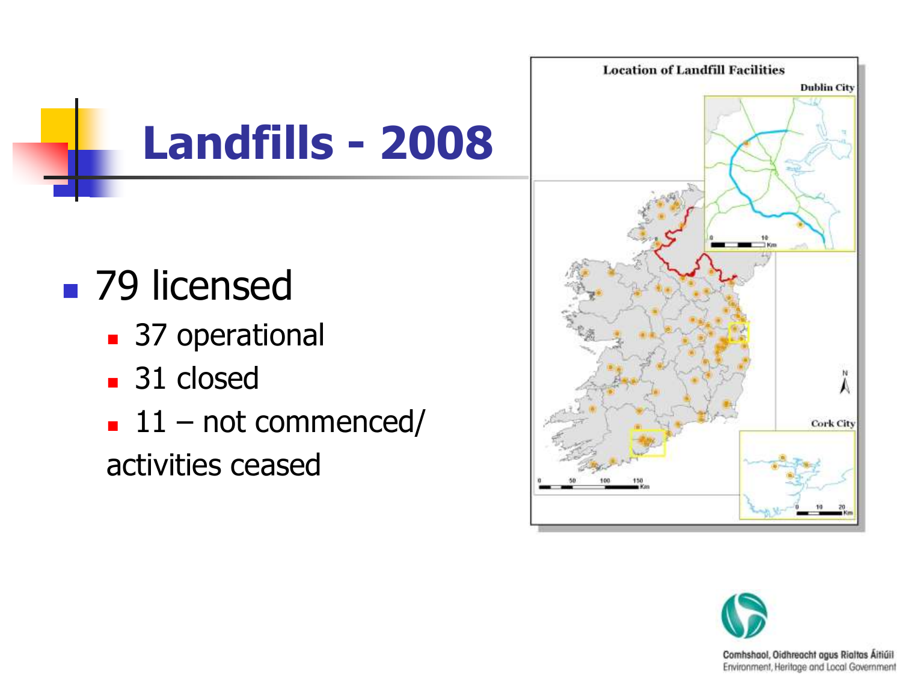# Landfills - 2008

- 79 licensed
  - 37 operational
  - 31 closed
  - 11 – not commenced/ activities ceased

Location of Landfill Facilities

Dublin City

Cork City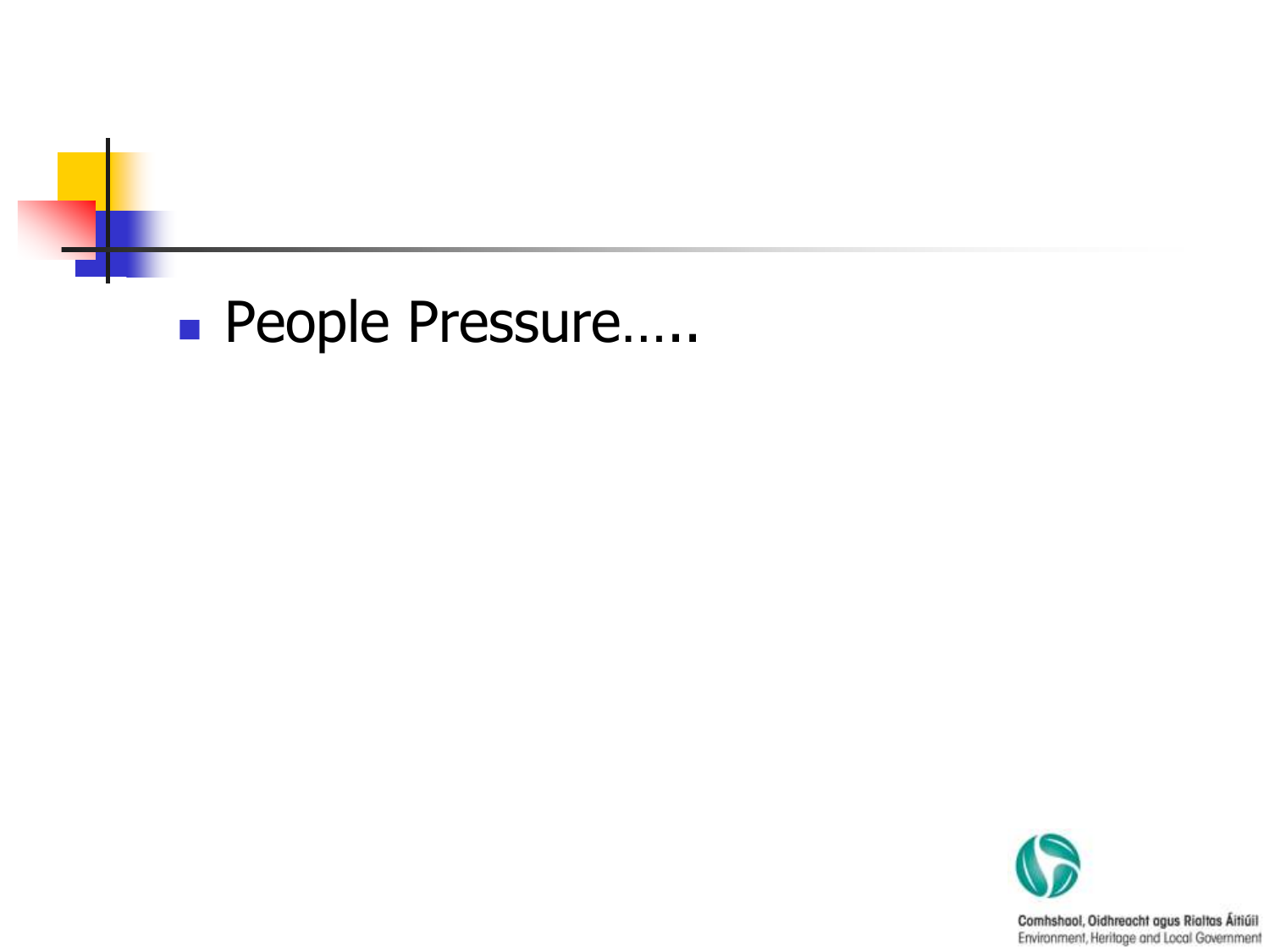- People Pressure…..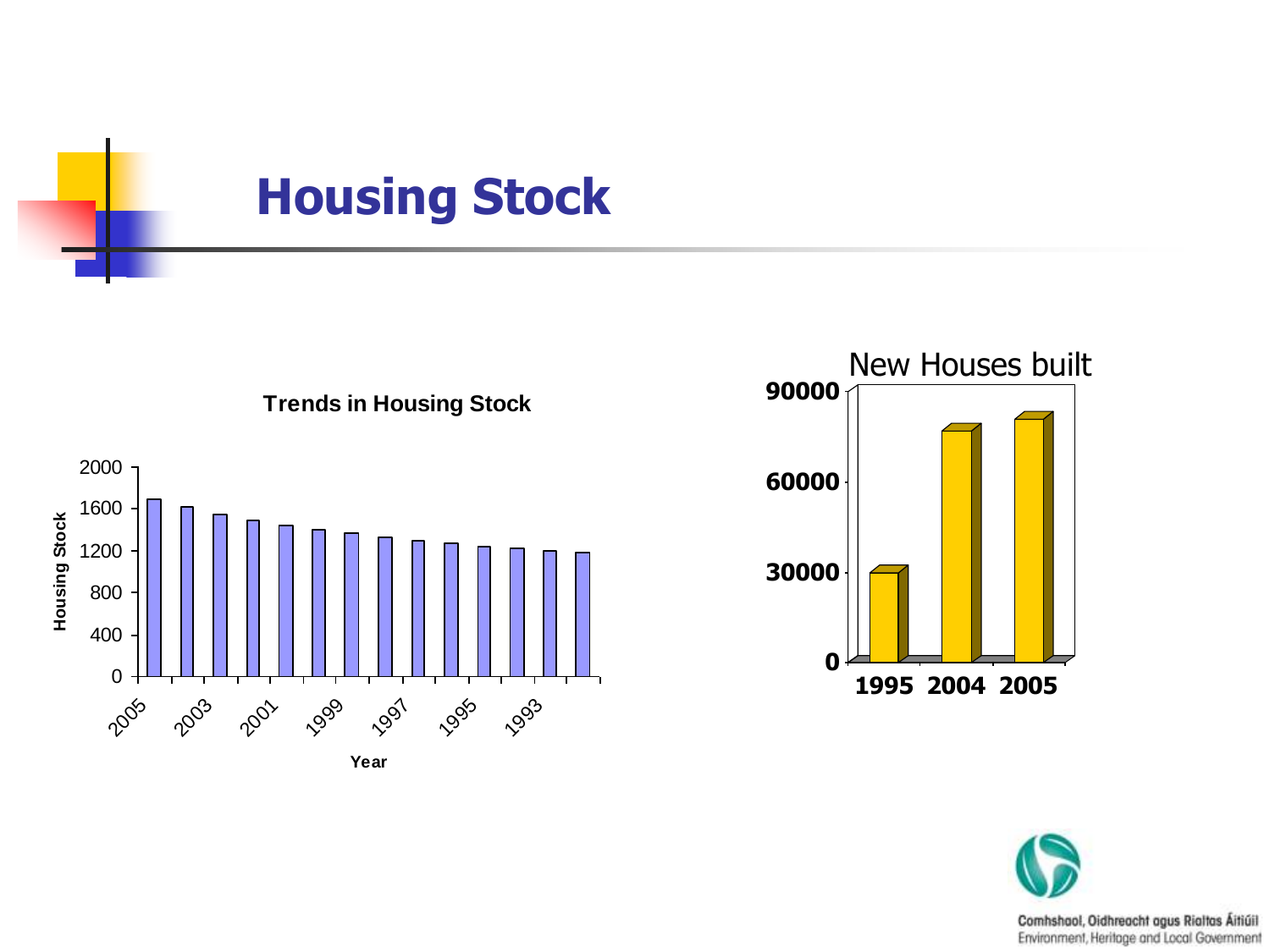# Housing Stock

**Trends in Housing Stock**

Housing Stock: 0, 400, 800, 1200, 1600, 2000

Year: 2005, 2003, 2001, 1999, 1997, 1995, 1993

New Houses built

| Year | New Houses built |
|---|---|
| 1995 | 30000 |
| 2004 | 77000 |
| 2005 | 81000 |

Comhshaol, Oidhreacht agus Rialtas Áitiúil
Environment, Heritage and Local Government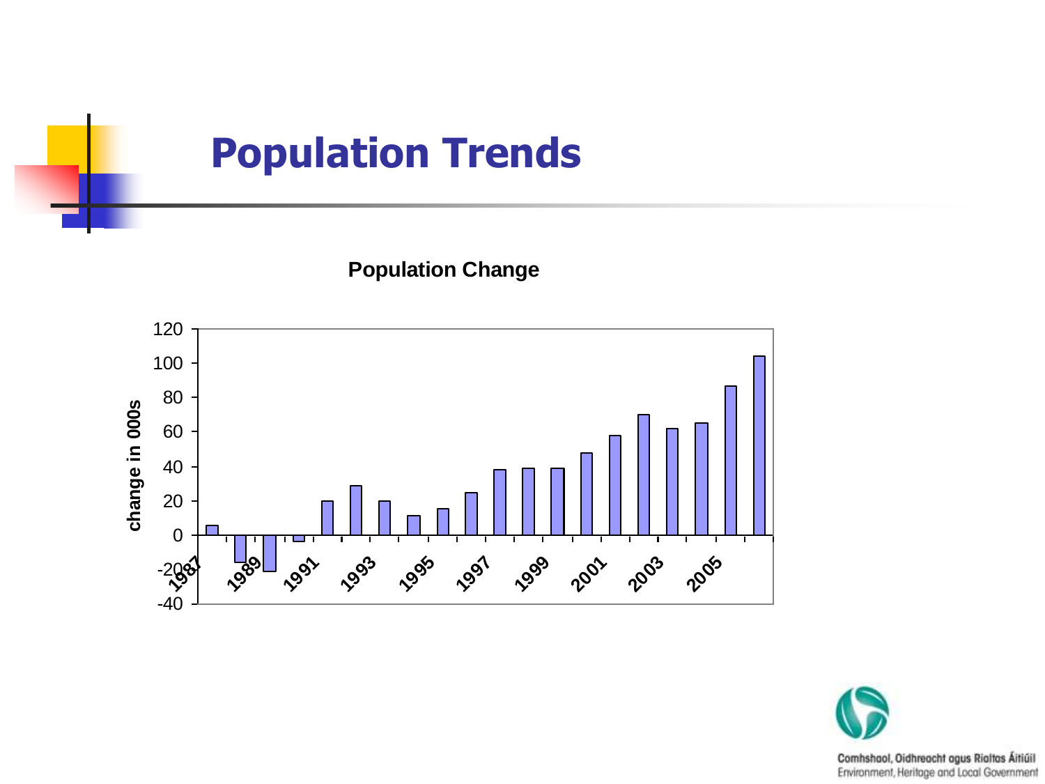# Population Trends

**Population Change**

| Year | Change in 000s |
|---|---|
| 1987 | 6 |
| 1988 | -16 |
| 1989 | -21 |
| 1990 | -3 |
| 1991 | 20 |
| 1992 | 29 |
| 1993 | 20 |
| 1994 | 11 |
| 1995 | 15 |
| 1996 | 25 |
| 1997 | 38 |
| 1998 | 39 |
| 1999 | 39 |
| 2000 | 48 |
| 2001 | 58 |
| 2002 | 70 |
| 2003 | 62 |
| 2004 | 65 |
| 2005 | 87 |
| 2006 | 104 |

Comhshaol, Oidhreacht agus Rialtas Áitiúil
Environment, Heritage and Local Government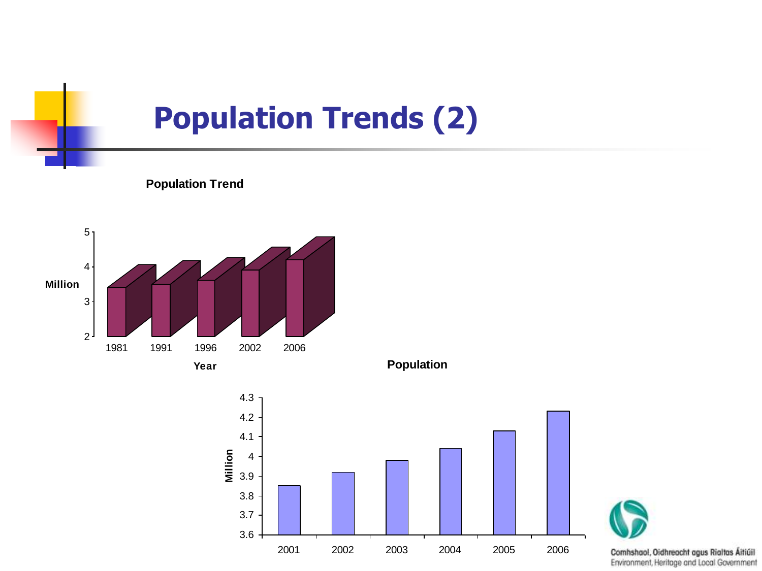# Population Trends (2)

**Population Trend**

| Year | Million |
|---|---|
| 1981 | |
| 1991 | |
| 1996 | |
| 2002 | |
| 2006 | |

**Population**

| Year | Million |
|---|---|
| 2001 | |
| 2002 | |
| 2003 | |
| 2004 | |
| 2005 | |
| 2006 | |

Comhshaol, Oidhreacht agus Rialtas Áitiúil
Environment, Heritage and Local Government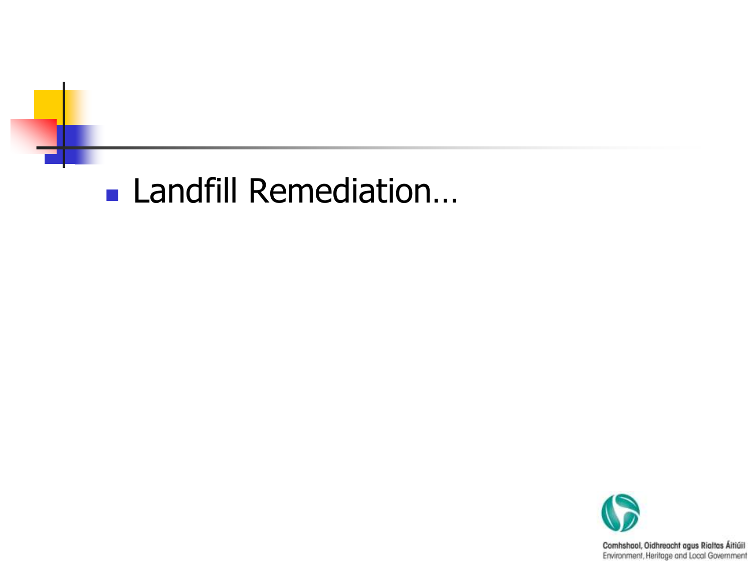- Landfill Remediation…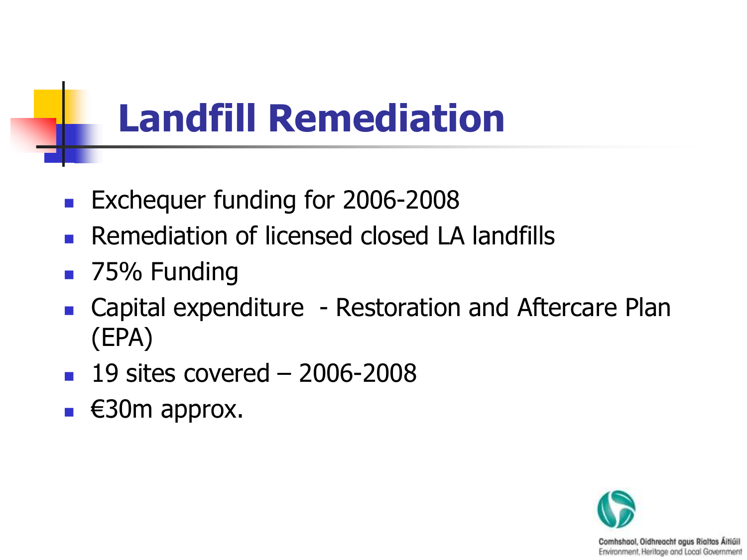# Landfill Remediation

- Exchequer funding for 2006-2008
- Remediation of licensed closed LA landfills
- 75% Funding
- Capital expenditure - Restoration and Aftercare Plan (EPA)
- 19 sites covered – 2006-2008
- €30m approx.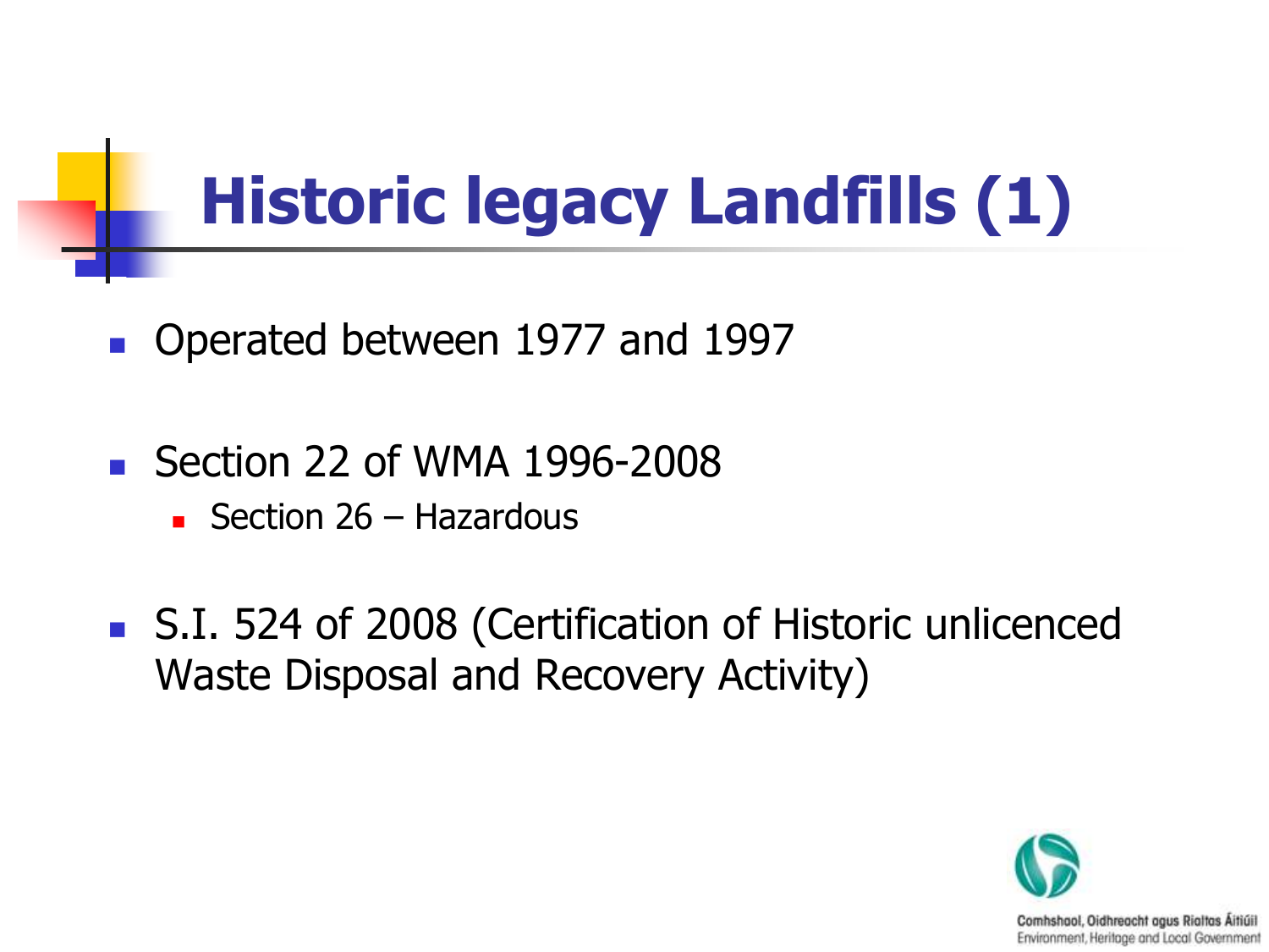# Historic legacy Landfills (1)

- Operated between 1977 and 1997
- Section 22 of WMA 1996-2008
  - Section 26 – Hazardous
- S.I. 524 of 2008 (Certification of Historic unlicenced Waste Disposal and Recovery Activity)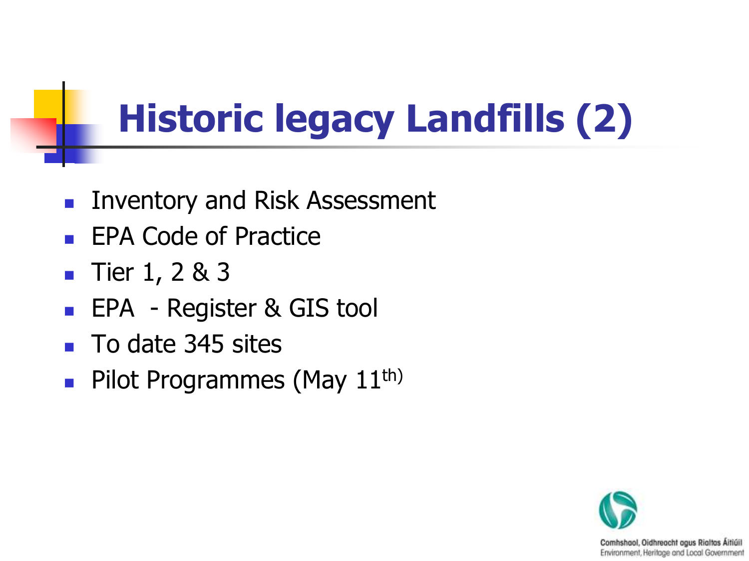# Historic legacy Landfills (2)

- Inventory and Risk Assessment
- EPA Code of Practice
- Tier 1, 2 & 3
- EPA - Register & GIS tool
- To date 345 sites
- Pilot Programmes (May 11th)

Comhshaol, Oidhreacht agus Rialtas Áitiúil
Environment, Heritage and Local Government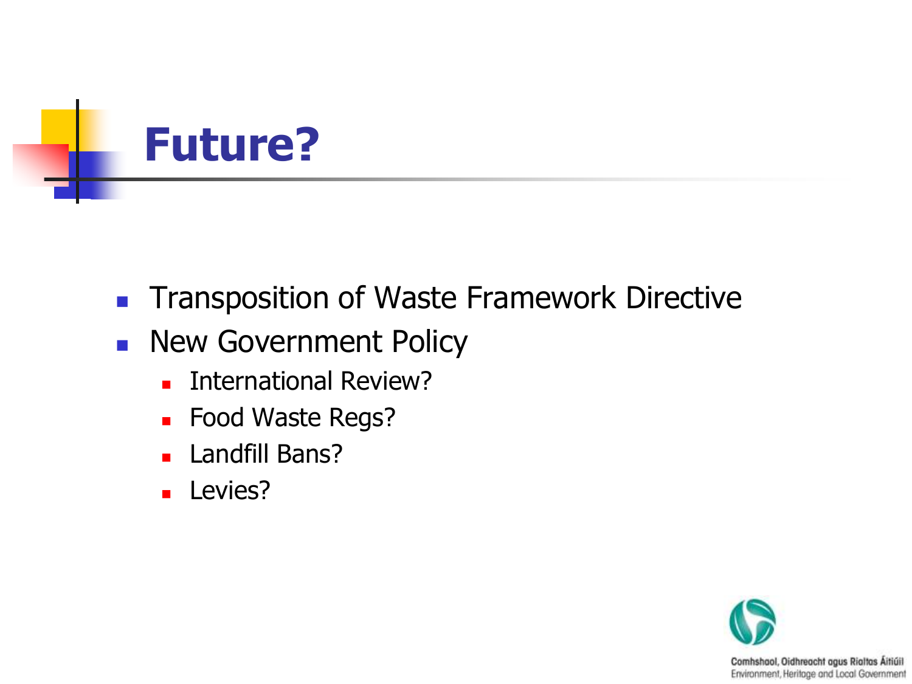# Future?

- Transposition of Waste Framework Directive
- New Government Policy
  - International Review?
  - Food Waste Regs?
  - Landfill Bans?
  - Levies?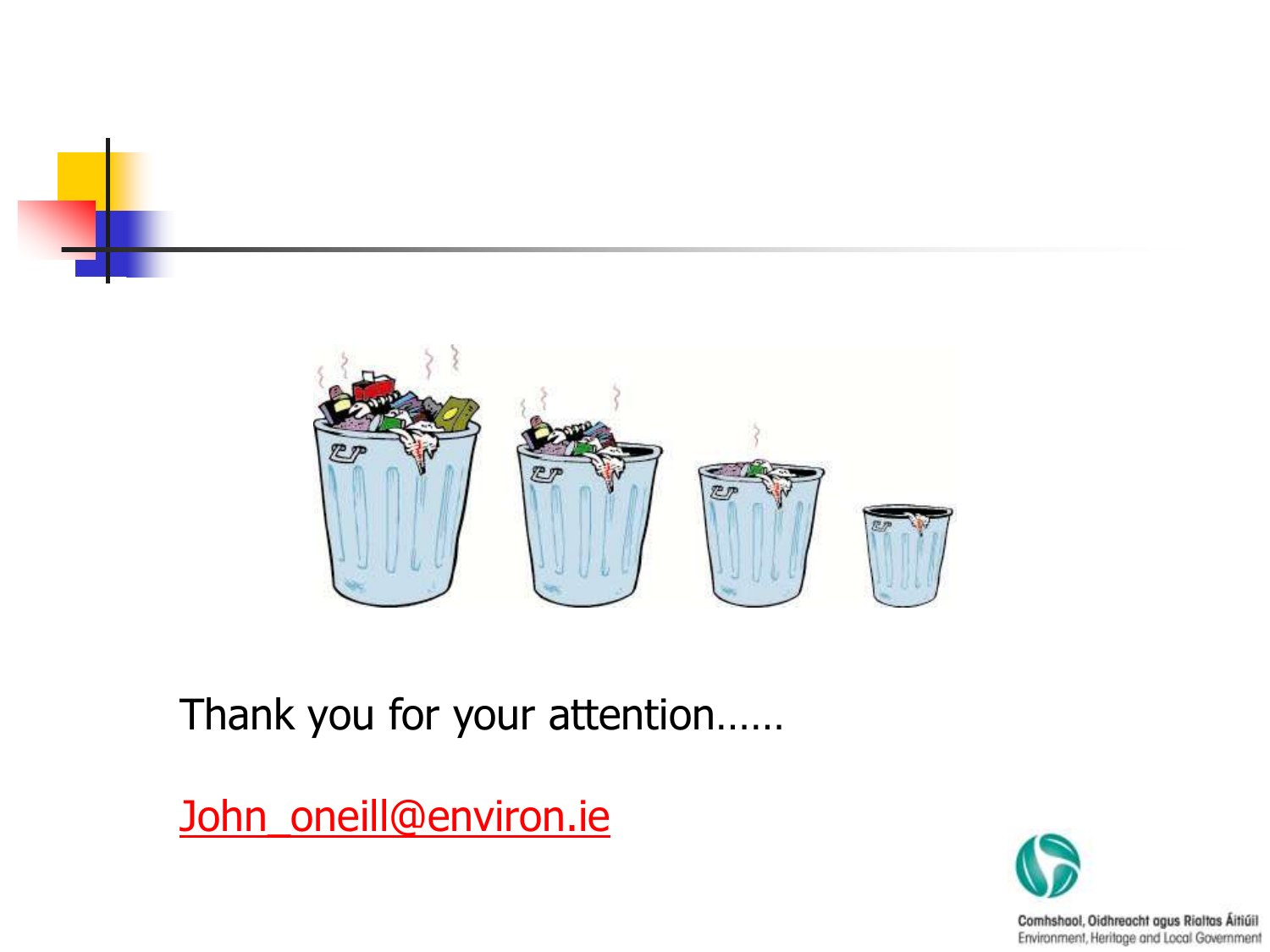Thank you for your attention……

John_oneill@environ.ie

Comhshaol, Oidhreacht agus Rialtas Áitiúil
Environment, Heritage and Local Government